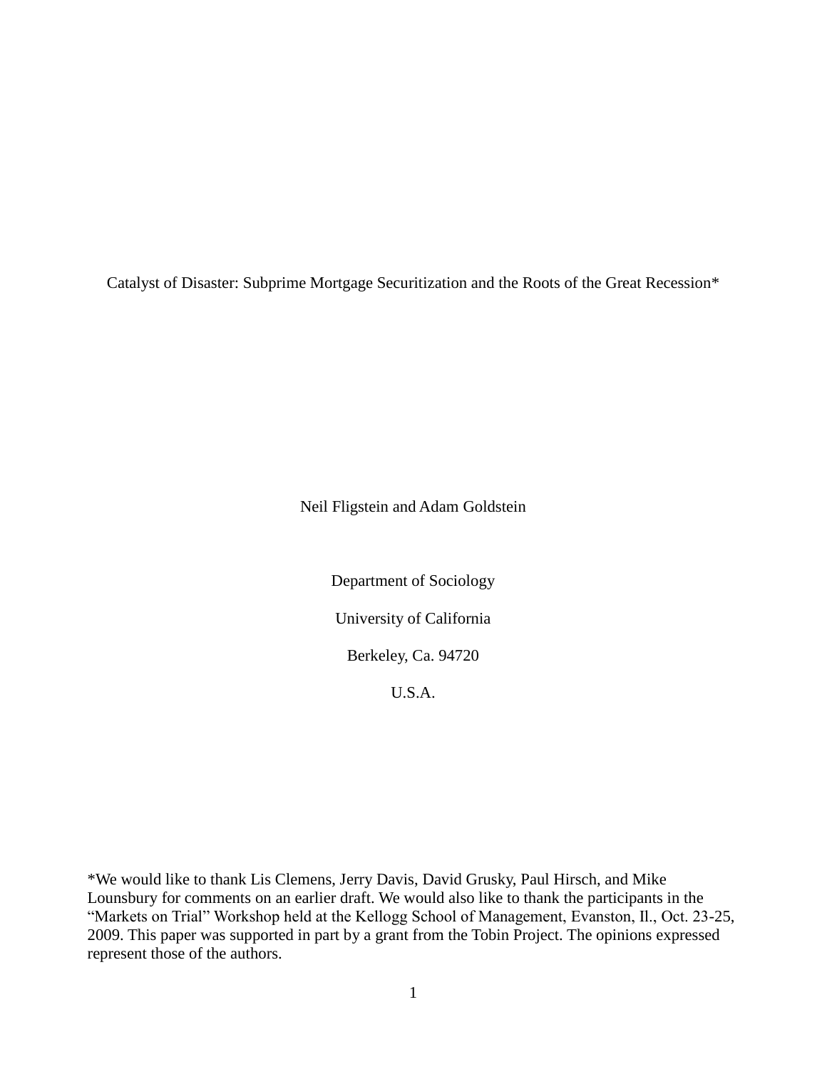# Catalyst of Disaster: Subprime Mortgage Securitization and the Roots of the Great Recession*

Neil Fligstein and Adam Goldstein

Department of Sociology

University of California

Berkeley, Ca. 94720

U.S.A.

*We would like to thank Lis Clemens, Jerry Davis, David Grusky, Paul Hirsch, and Mike Lounsbury for comments on an earlier draft. We would also like to thank the participants in the "Markets on Trial" Workshop held at the Kellogg School of Management, Evanston, Il., Oct. 23-25, 2009. This paper was supported in part by a grant from the Tobin Project. The opinions expressed represent those of the authors.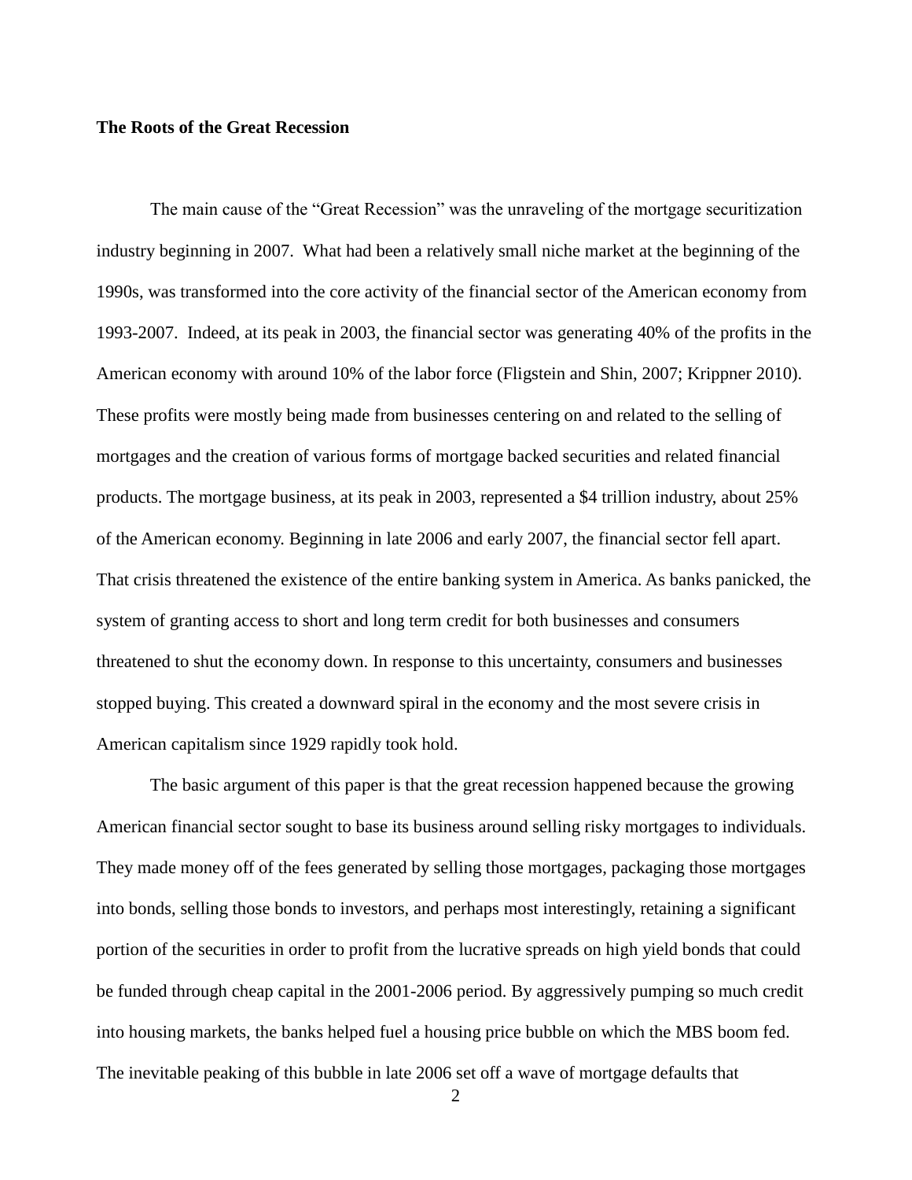**The Roots of the Great Recession**

The main cause of the "Great Recession" was the unraveling of the mortgage securitization industry beginning in 2007. What had been a relatively small niche market at the beginning of the 1990s, was transformed into the core activity of the financial sector of the American economy from 1993-2007. Indeed, at its peak in 2003, the financial sector was generating 40% of the profits in the American economy with around 10% of the labor force (Fligstein and Shin, 2007; Krippner 2010). These profits were mostly being made from businesses centering on and related to the selling of mortgages and the creation of various forms of mortgage backed securities and related financial products. The mortgage business, at its peak in 2003, represented a $4 trillion industry, about 25% of the American economy. Beginning in late 2006 and early 2007, the financial sector fell apart. That crisis threatened the existence of the entire banking system in America. As banks panicked, the system of granting access to short and long term credit for both businesses and consumers threatened to shut the economy down. In response to this uncertainty, consumers and businesses stopped buying. This created a downward spiral in the economy and the most severe crisis in American capitalism since 1929 rapidly took hold.

The basic argument of this paper is that the great recession happened because the growing American financial sector sought to base its business around selling risky mortgages to individuals. They made money off of the fees generated by selling those mortgages, packaging those mortgages into bonds, selling those bonds to investors, and perhaps most interestingly, retaining a significant portion of the securities in order to profit from the lucrative spreads on high yield bonds that could be funded through cheap capital in the 2001-2006 period. By aggressively pumping so much credit into housing markets, the banks helped fuel a housing price bubble on which the MBS boom fed. The inevitable peaking of this bubble in late 2006 set off a wave of mortgage defaults that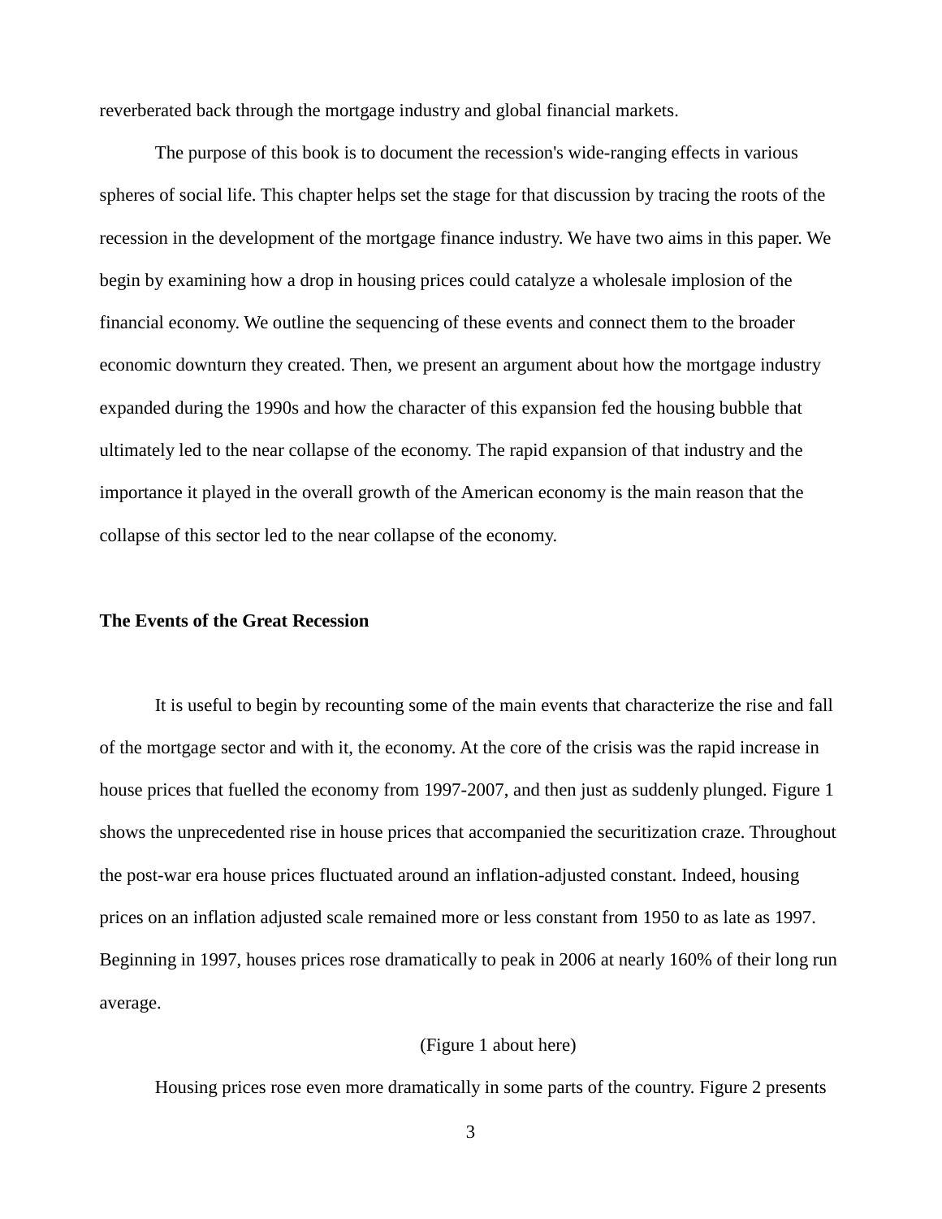reverberated back through the mortgage industry and global financial markets.

The purpose of this book is to document the recession's wide-ranging effects in various spheres of social life. This chapter helps set the stage for that discussion by tracing the roots of the recession in the development of the mortgage finance industry. We have two aims in this paper. We begin by examining how a drop in housing prices could catalyze a wholesale implosion of the financial economy. We outline the sequencing of these events and connect them to the broader economic downturn they created. Then, we present an argument about how the mortgage industry expanded during the 1990s and how the character of this expansion fed the housing bubble that ultimately led to the near collapse of the economy. The rapid expansion of that industry and the importance it played in the overall growth of the American economy is the main reason that the collapse of this sector led to the near collapse of the economy.

**The Events of the Great Recession**

It is useful to begin by recounting some of the main events that characterize the rise and fall of the mortgage sector and with it, the economy. At the core of the crisis was the rapid increase in house prices that fuelled the economy from 1997-2007, and then just as suddenly plunged. Figure 1 shows the unprecedented rise in house prices that accompanied the securitization craze. Throughout the post-war era house prices fluctuated around an inflation-adjusted constant. Indeed, housing prices on an inflation adjusted scale remained more or less constant from 1950 to as late as 1997. Beginning in 1997, houses prices rose dramatically to peak in 2006 at nearly 160% of their long run average.

(Figure 1 about here)

Housing prices rose even more dramatically in some parts of the country. Figure 2 presents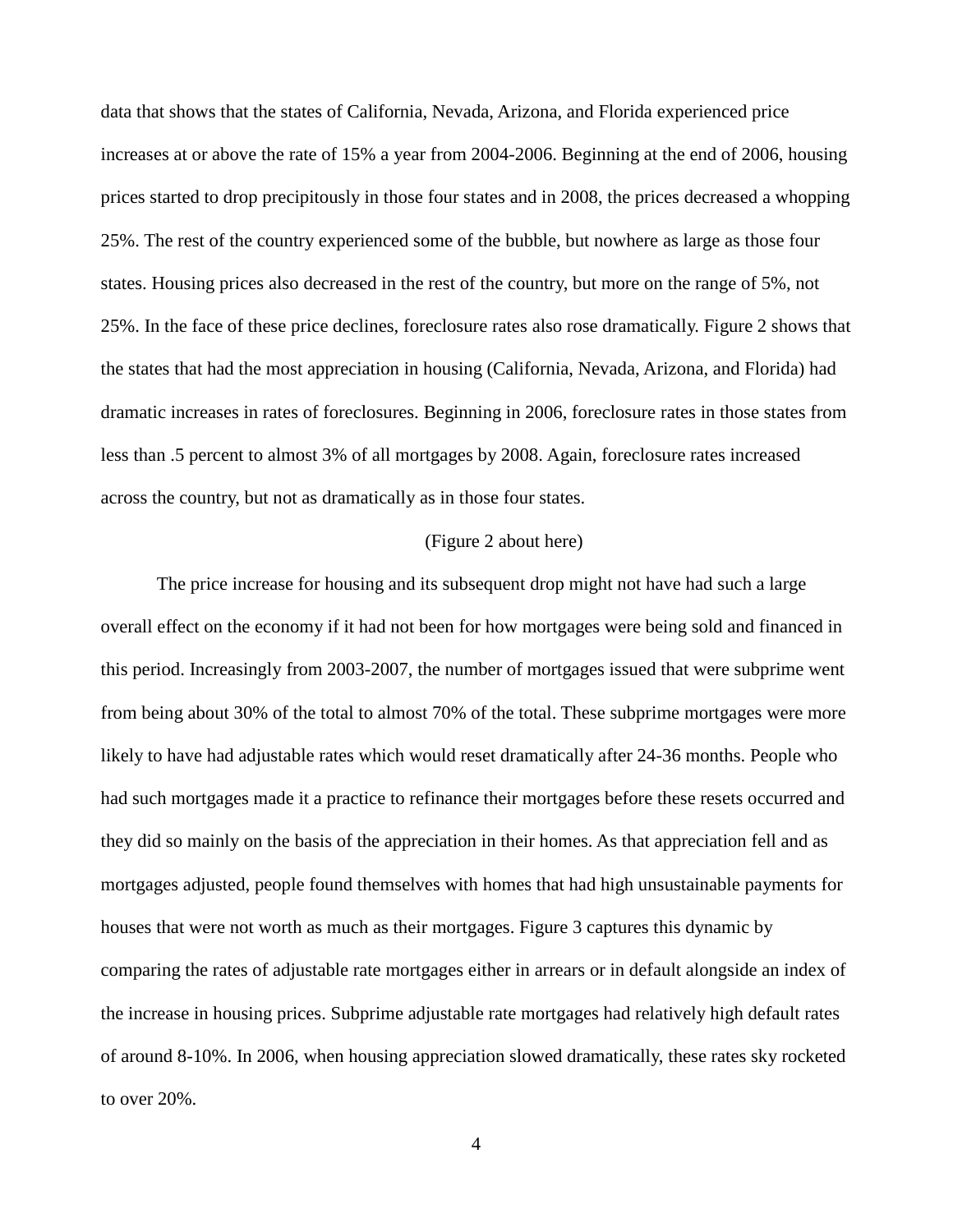data that shows that the states of California, Nevada, Arizona, and Florida experienced price increases at or above the rate of 15% a year from 2004-2006. Beginning at the end of 2006, housing prices started to drop precipitously in those four states and in 2008, the prices decreased a whopping 25%. The rest of the country experienced some of the bubble, but nowhere as large as those four states. Housing prices also decreased in the rest of the country, but more on the range of 5%, not 25%. In the face of these price declines, foreclosure rates also rose dramatically. Figure 2 shows that the states that had the most appreciation in housing (California, Nevada, Arizona, and Florida) had dramatic increases in rates of foreclosures. Beginning in 2006, foreclosure rates in those states from less than .5 percent to almost 3% of all mortgages by 2008. Again, foreclosure rates increased across the country, but not as dramatically as in those four states.

(Figure 2 about here)

The price increase for housing and its subsequent drop might not have had such a large overall effect on the economy if it had not been for how mortgages were being sold and financed in this period. Increasingly from 2003-2007, the number of mortgages issued that were subprime went from being about 30% of the total to almost 70% of the total. These subprime mortgages were more likely to have had adjustable rates which would reset dramatically after 24-36 months. People who had such mortgages made it a practice to refinance their mortgages before these resets occurred and they did so mainly on the basis of the appreciation in their homes. As that appreciation fell and as mortgages adjusted, people found themselves with homes that had high unsustainable payments for houses that were not worth as much as their mortgages. Figure 3 captures this dynamic by comparing the rates of adjustable rate mortgages either in arrears or in default alongside an index of the increase in housing prices. Subprime adjustable rate mortgages had relatively high default rates of around 8-10%. In 2006, when housing appreciation slowed dramatically, these rates sky rocketed to over 20%.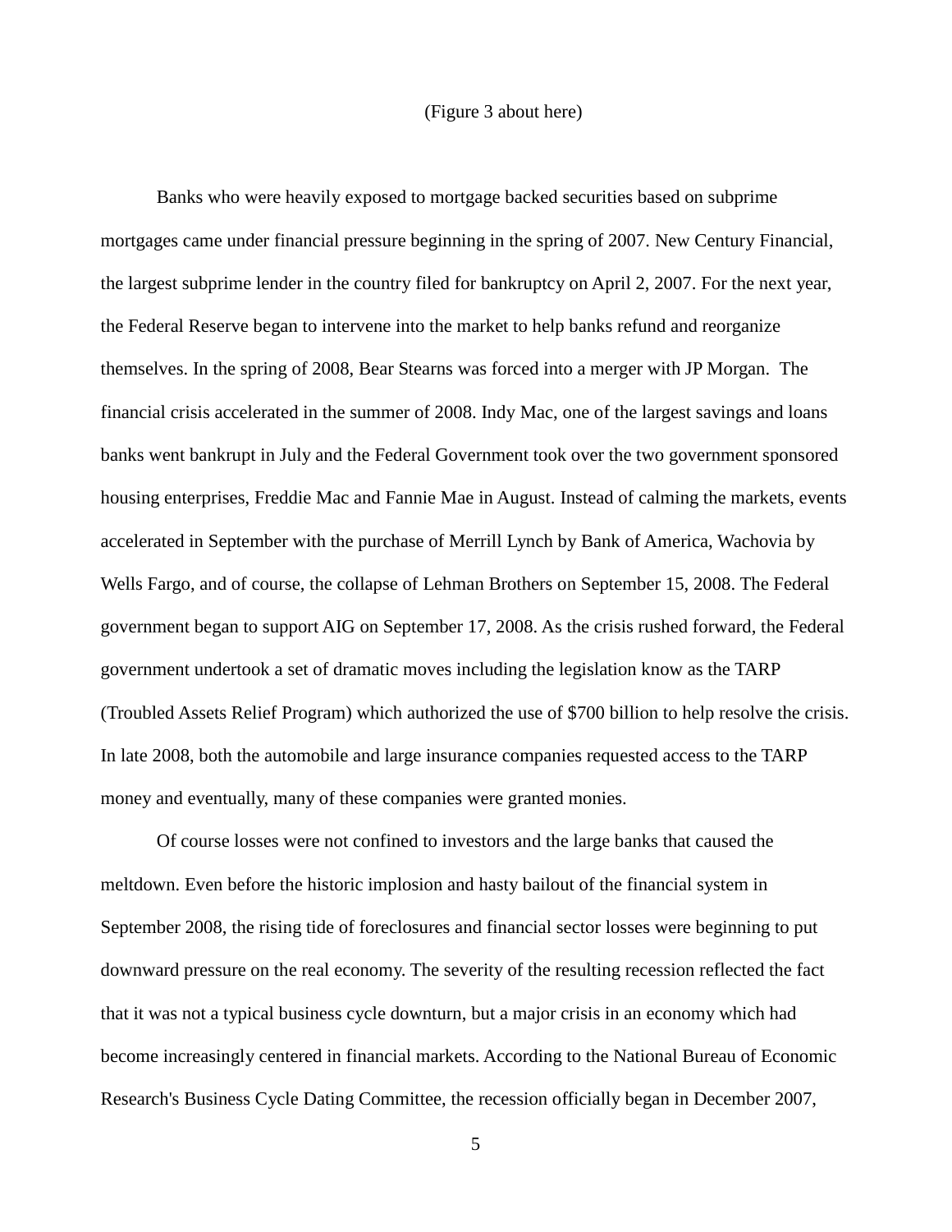(Figure 3 about here)

Banks who were heavily exposed to mortgage backed securities based on subprime mortgages came under financial pressure beginning in the spring of 2007. New Century Financial, the largest subprime lender in the country filed for bankruptcy on April 2, 2007. For the next year, the Federal Reserve began to intervene into the market to help banks refund and reorganize themselves. In the spring of 2008, Bear Stearns was forced into a merger with JP Morgan. The financial crisis accelerated in the summer of 2008. Indy Mac, one of the largest savings and loans banks went bankrupt in July and the Federal Government took over the two government sponsored housing enterprises, Freddie Mac and Fannie Mae in August. Instead of calming the markets, events accelerated in September with the purchase of Merrill Lynch by Bank of America, Wachovia by Wells Fargo, and of course, the collapse of Lehman Brothers on September 15, 2008. The Federal government began to support AIG on September 17, 2008. As the crisis rushed forward, the Federal government undertook a set of dramatic moves including the legislation know as the TARP (Troubled Assets Relief Program) which authorized the use of $700 billion to help resolve the crisis. In late 2008, both the automobile and large insurance companies requested access to the TARP money and eventually, many of these companies were granted monies.

Of course losses were not confined to investors and the large banks that caused the meltdown. Even before the historic implosion and hasty bailout of the financial system in September 2008, the rising tide of foreclosures and financial sector losses were beginning to put downward pressure on the real economy. The severity of the resulting recession reflected the fact that it was not a typical business cycle downturn, but a major crisis in an economy which had become increasingly centered in financial markets. According to the National Bureau of Economic Research's Business Cycle Dating Committee, the recession officially began in December 2007,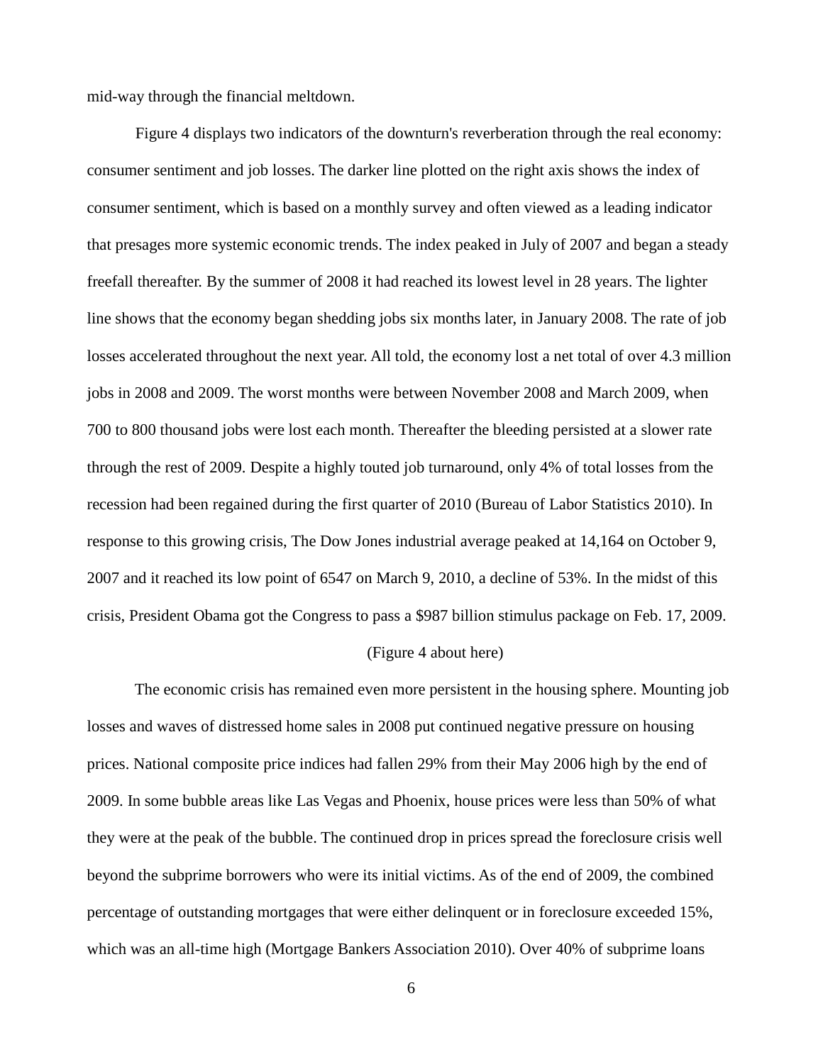mid-way through the financial meltdown.

Figure 4 displays two indicators of the downturn's reverberation through the real economy: consumer sentiment and job losses. The darker line plotted on the right axis shows the index of consumer sentiment, which is based on a monthly survey and often viewed as a leading indicator that presages more systemic economic trends. The index peaked in July of 2007 and began a steady freefall thereafter. By the summer of 2008 it had reached its lowest level in 28 years. The lighter line shows that the economy began shedding jobs six months later, in January 2008. The rate of job losses accelerated throughout the next year. All told, the economy lost a net total of over 4.3 million jobs in 2008 and 2009. The worst months were between November 2008 and March 2009, when 700 to 800 thousand jobs were lost each month. Thereafter the bleeding persisted at a slower rate through the rest of 2009. Despite a highly touted job turnaround, only 4% of total losses from the recession had been regained during the first quarter of 2010 (Bureau of Labor Statistics 2010). In response to this growing crisis, The Dow Jones industrial average peaked at 14,164 on October 9, 2007 and it reached its low point of 6547 on March 9, 2010, a decline of 53%. In the midst of this crisis, President Obama got the Congress to pass a $987 billion stimulus package on Feb. 17, 2009.

(Figure 4 about here)

The economic crisis has remained even more persistent in the housing sphere. Mounting job losses and waves of distressed home sales in 2008 put continued negative pressure on housing prices. National composite price indices had fallen 29% from their May 2006 high by the end of 2009. In some bubble areas like Las Vegas and Phoenix, house prices were less than 50% of what they were at the peak of the bubble. The continued drop in prices spread the foreclosure crisis well beyond the subprime borrowers who were its initial victims. As of the end of 2009, the combined percentage of outstanding mortgages that were either delinquent or in foreclosure exceeded 15%, which was an all-time high (Mortgage Bankers Association 2010). Over 40% of subprime loans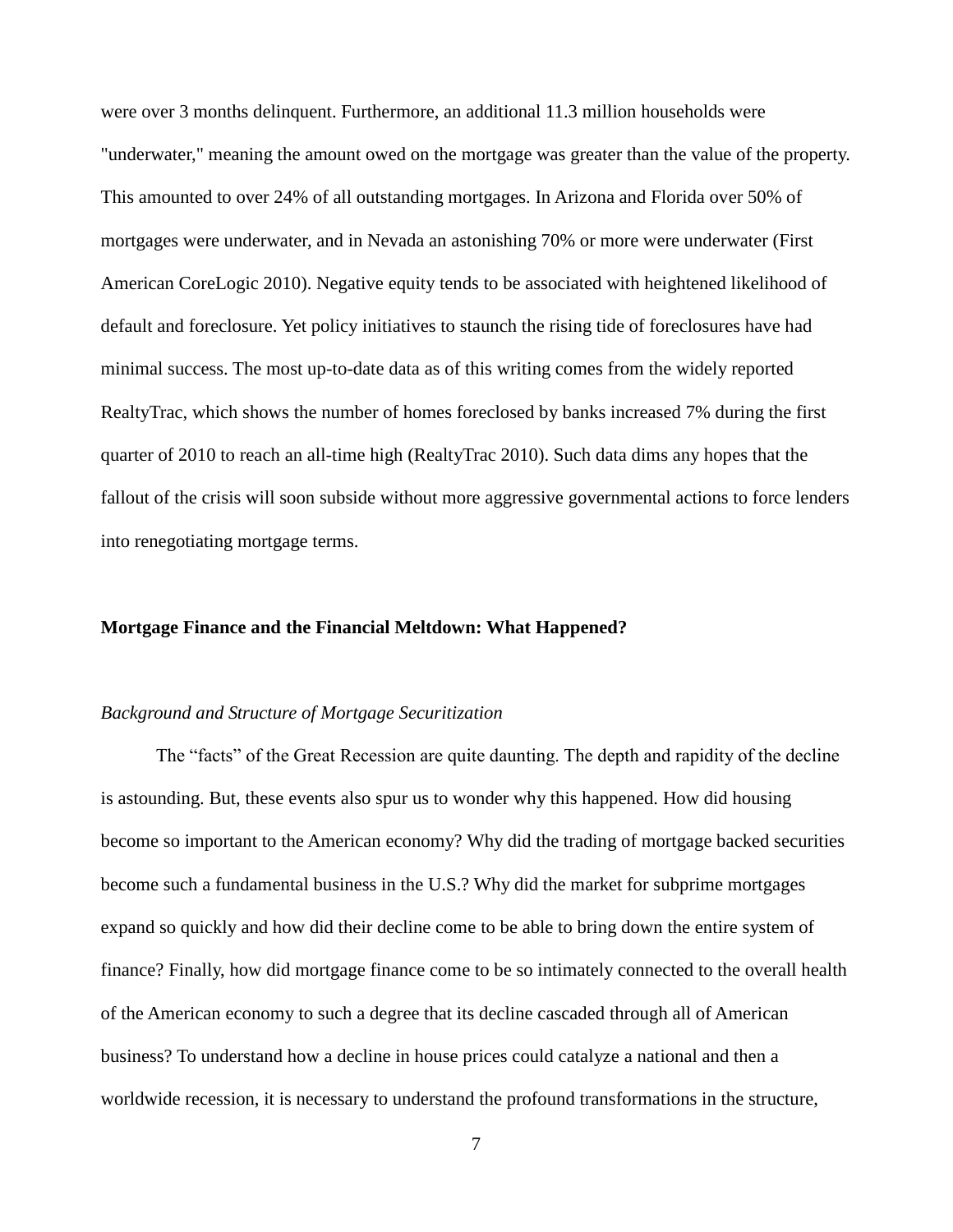were over 3 months delinquent. Furthermore, an additional 11.3 million households were "underwater," meaning the amount owed on the mortgage was greater than the value of the property. This amounted to over 24% of all outstanding mortgages. In Arizona and Florida over 50% of mortgages were underwater, and in Nevada an astonishing 70% or more were underwater (First American CoreLogic 2010). Negative equity tends to be associated with heightened likelihood of default and foreclosure. Yet policy initiatives to staunch the rising tide of foreclosures have had minimal success. The most up-to-date data as of this writing comes from the widely reported RealtyTrac, which shows the number of homes foreclosed by banks increased 7% during the first quarter of 2010 to reach an all-time high (RealtyTrac 2010). Such data dims any hopes that the fallout of the crisis will soon subside without more aggressive governmental actions to force lenders into renegotiating mortgage terms.

## Mortgage Finance and the Financial Meltdown: What Happened?

### *Background and Structure of Mortgage Securitization*

The "facts" of the Great Recession are quite daunting. The depth and rapidity of the decline is astounding. But, these events also spur us to wonder why this happened. How did housing become so important to the American economy? Why did the trading of mortgage backed securities become such a fundamental business in the U.S.? Why did the market for subprime mortgages expand so quickly and how did their decline come to be able to bring down the entire system of finance? Finally, how did mortgage finance come to be so intimately connected to the overall health of the American economy to such a degree that its decline cascaded through all of American business? To understand how a decline in house prices could catalyze a national and then a worldwide recession, it is necessary to understand the profound transformations in the structure,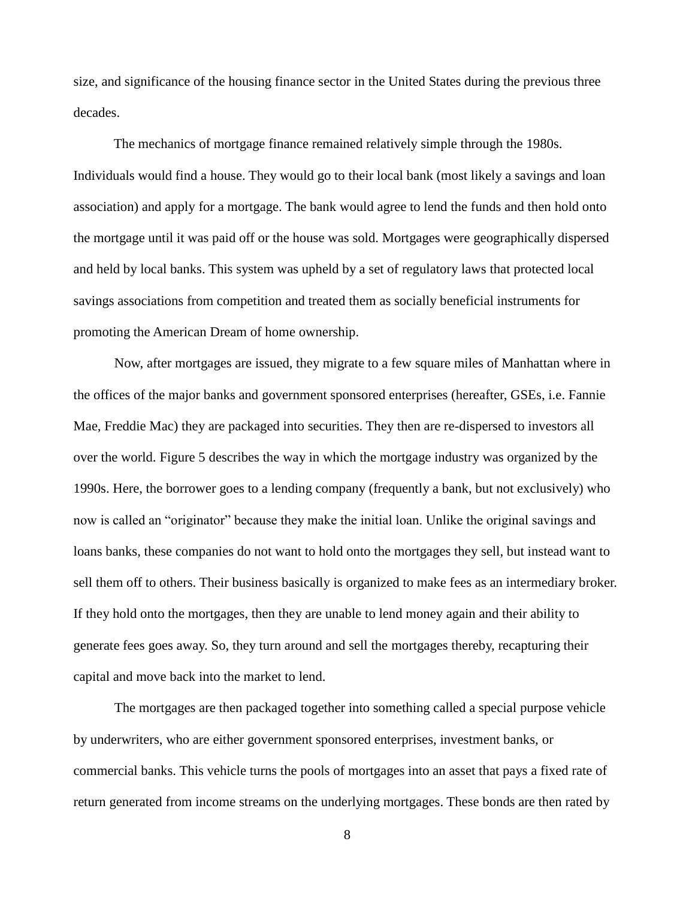size, and significance of the housing finance sector in the United States during the previous three decades.

The mechanics of mortgage finance remained relatively simple through the 1980s. Individuals would find a house. They would go to their local bank (most likely a savings and loan association) and apply for a mortgage. The bank would agree to lend the funds and then hold onto the mortgage until it was paid off or the house was sold. Mortgages were geographically dispersed and held by local banks. This system was upheld by a set of regulatory laws that protected local savings associations from competition and treated them as socially beneficial instruments for promoting the American Dream of home ownership.

Now, after mortgages are issued, they migrate to a few square miles of Manhattan where in the offices of the major banks and government sponsored enterprises (hereafter, GSEs, i.e. Fannie Mae, Freddie Mac) they are packaged into securities. They then are re-dispersed to investors all over the world. Figure 5 describes the way in which the mortgage industry was organized by the 1990s. Here, the borrower goes to a lending company (frequently a bank, but not exclusively) who now is called an "originator" because they make the initial loan. Unlike the original savings and loans banks, these companies do not want to hold onto the mortgages they sell, but instead want to sell them off to others. Their business basically is organized to make fees as an intermediary broker. If they hold onto the mortgages, then they are unable to lend money again and their ability to generate fees goes away. So, they turn around and sell the mortgages thereby, recapturing their capital and move back into the market to lend.

The mortgages are then packaged together into something called a special purpose vehicle by underwriters, who are either government sponsored enterprises, investment banks, or commercial banks. This vehicle turns the pools of mortgages into an asset that pays a fixed rate of return generated from income streams on the underlying mortgages. These bonds are then rated by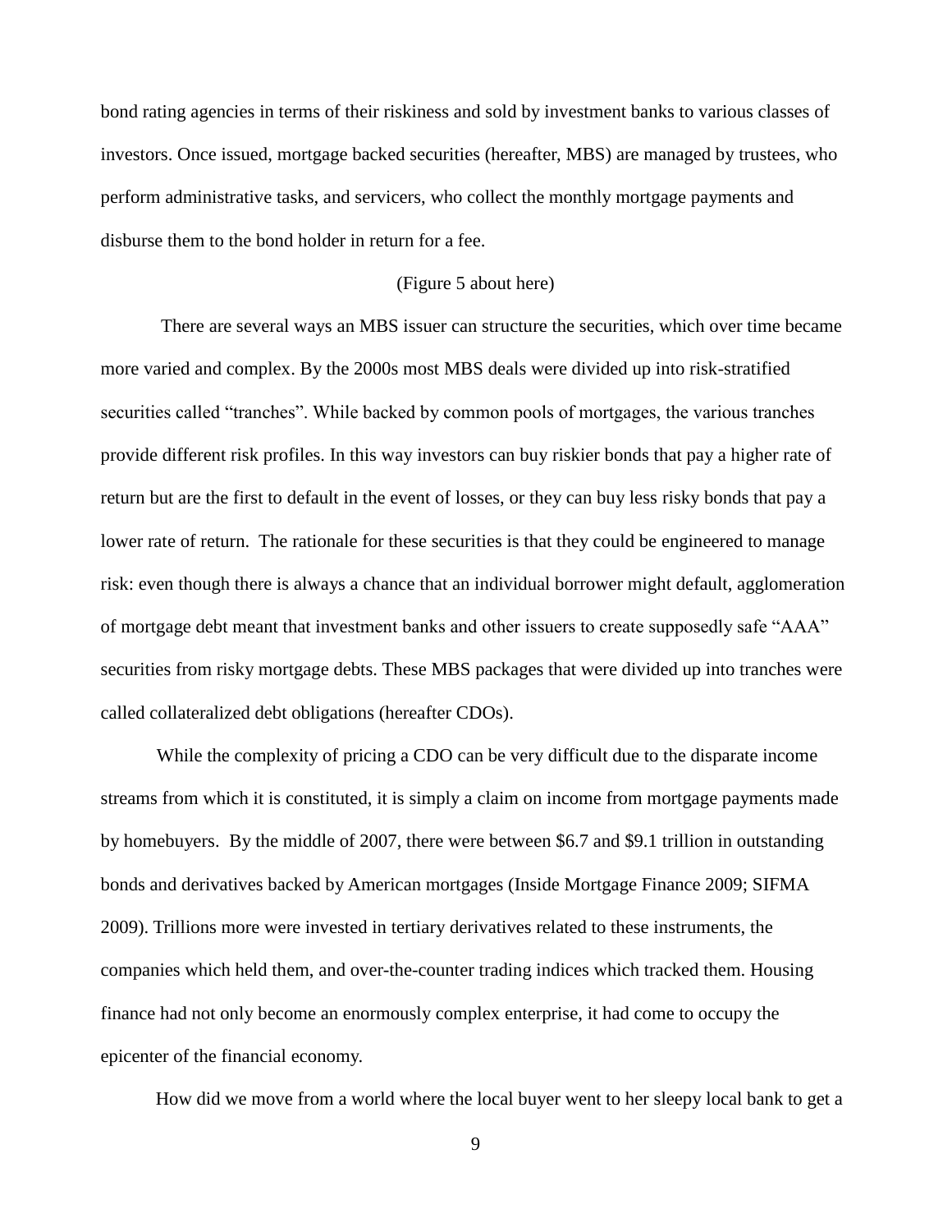bond rating agencies in terms of their riskiness and sold by investment banks to various classes of investors. Once issued, mortgage backed securities (hereafter, MBS) are managed by trustees, who perform administrative tasks, and servicers, who collect the monthly mortgage payments and disburse them to the bond holder in return for a fee.

(Figure 5 about here)

There are several ways an MBS issuer can structure the securities, which over time became more varied and complex. By the 2000s most MBS deals were divided up into risk-stratified securities called "tranches". While backed by common pools of mortgages, the various tranches provide different risk profiles. In this way investors can buy riskier bonds that pay a higher rate of return but are the first to default in the event of losses, or they can buy less risky bonds that pay a lower rate of return. The rationale for these securities is that they could be engineered to manage risk: even though there is always a chance that an individual borrower might default, agglomeration of mortgage debt meant that investment banks and other issuers to create supposedly safe "AAA" securities from risky mortgage debts. These MBS packages that were divided up into tranches were called collateralized debt obligations (hereafter CDOs).

While the complexity of pricing a CDO can be very difficult due to the disparate income streams from which it is constituted, it is simply a claim on income from mortgage payments made by homebuyers. By the middle of 2007, there were between $6.7 and $9.1 trillion in outstanding bonds and derivatives backed by American mortgages (Inside Mortgage Finance 2009; SIFMA 2009). Trillions more were invested in tertiary derivatives related to these instruments, the companies which held them, and over-the-counter trading indices which tracked them. Housing finance had not only become an enormously complex enterprise, it had come to occupy the epicenter of the financial economy.

How did we move from a world where the local buyer went to her sleepy local bank to get a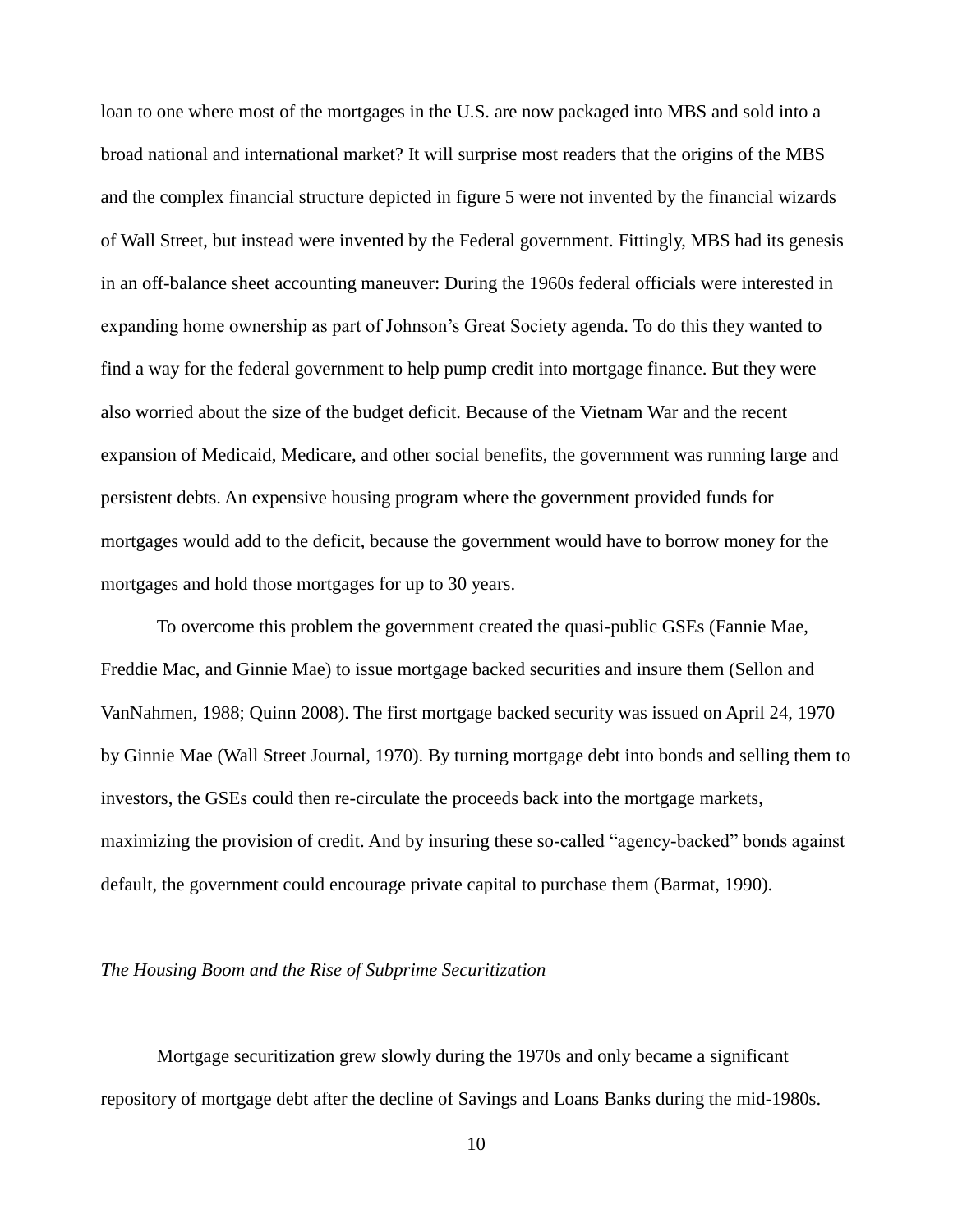loan to one where most of the mortgages in the U.S. are now packaged into MBS and sold into a broad national and international market? It will surprise most readers that the origins of the MBS and the complex financial structure depicted in figure 5 were not invented by the financial wizards of Wall Street, but instead were invented by the Federal government. Fittingly, MBS had its genesis in an off-balance sheet accounting maneuver: During the 1960s federal officials were interested in expanding home ownership as part of Johnson's Great Society agenda. To do this they wanted to find a way for the federal government to help pump credit into mortgage finance. But they were also worried about the size of the budget deficit. Because of the Vietnam War and the recent expansion of Medicaid, Medicare, and other social benefits, the government was running large and persistent debts. An expensive housing program where the government provided funds for mortgages would add to the deficit, because the government would have to borrow money for the mortgages and hold those mortgages for up to 30 years.

To overcome this problem the government created the quasi-public GSEs (Fannie Mae, Freddie Mac, and Ginnie Mae) to issue mortgage backed securities and insure them (Sellon and VanNahmen, 1988; Quinn 2008). The first mortgage backed security was issued on April 24, 1970 by Ginnie Mae (Wall Street Journal, 1970). By turning mortgage debt into bonds and selling them to investors, the GSEs could then re-circulate the proceeds back into the mortgage markets, maximizing the provision of credit. And by insuring these so-called "agency-backed" bonds against default, the government could encourage private capital to purchase them (Barmat, 1990).

*The Housing Boom and the Rise of Subprime Securitization*

Mortgage securitization grew slowly during the 1970s and only became a significant repository of mortgage debt after the decline of Savings and Loans Banks during the mid-1980s.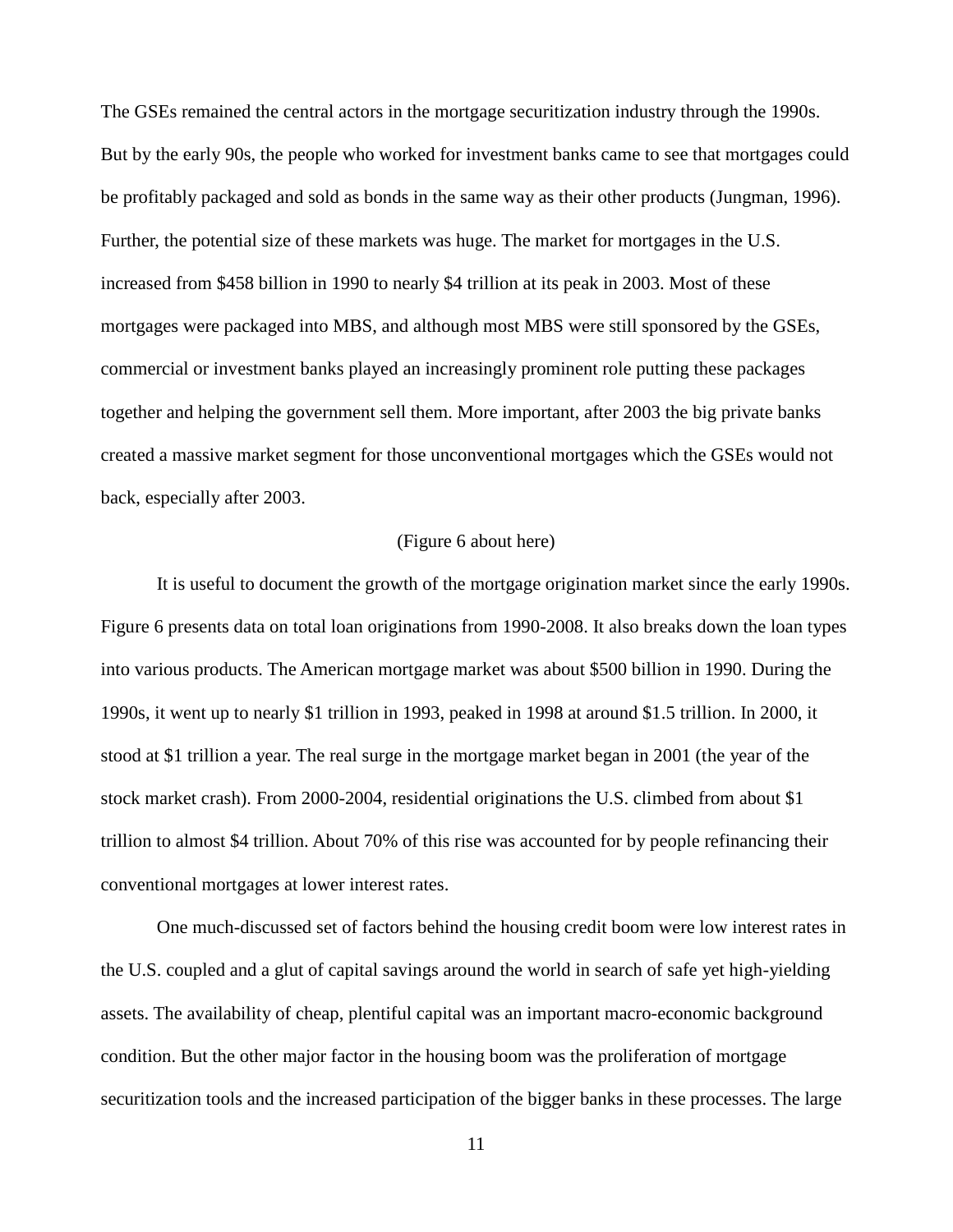The GSEs remained the central actors in the mortgage securitization industry through the 1990s. But by the early 90s, the people who worked for investment banks came to see that mortgages could be profitably packaged and sold as bonds in the same way as their other products (Jungman, 1996). Further, the potential size of these markets was huge. The market for mortgages in the U.S. increased from $458 billion in 1990 to nearly $4 trillion at its peak in 2003. Most of these mortgages were packaged into MBS, and although most MBS were still sponsored by the GSEs, commercial or investment banks played an increasingly prominent role putting these packages together and helping the government sell them. More important, after 2003 the big private banks created a massive market segment for those unconventional mortgages which the GSEs would not back, especially after 2003.

(Figure 6 about here)

It is useful to document the growth of the mortgage origination market since the early 1990s. Figure 6 presents data on total loan originations from 1990-2008. It also breaks down the loan types into various products. The American mortgage market was about $500 billion in 1990. During the 1990s, it went up to nearly $1 trillion in 1993, peaked in 1998 at around $1.5 trillion. In 2000, it stood at $1 trillion a year. The real surge in the mortgage market began in 2001 (the year of the stock market crash). From 2000-2004, residential originations the U.S. climbed from about $1 trillion to almost $4 trillion. About 70% of this rise was accounted for by people refinancing their conventional mortgages at lower interest rates.

One much-discussed set of factors behind the housing credit boom were low interest rates in the U.S. coupled and a glut of capital savings around the world in search of safe yet high-yielding assets. The availability of cheap, plentiful capital was an important macro-economic background condition. But the other major factor in the housing boom was the proliferation of mortgage securitization tools and the increased participation of the bigger banks in these processes. The large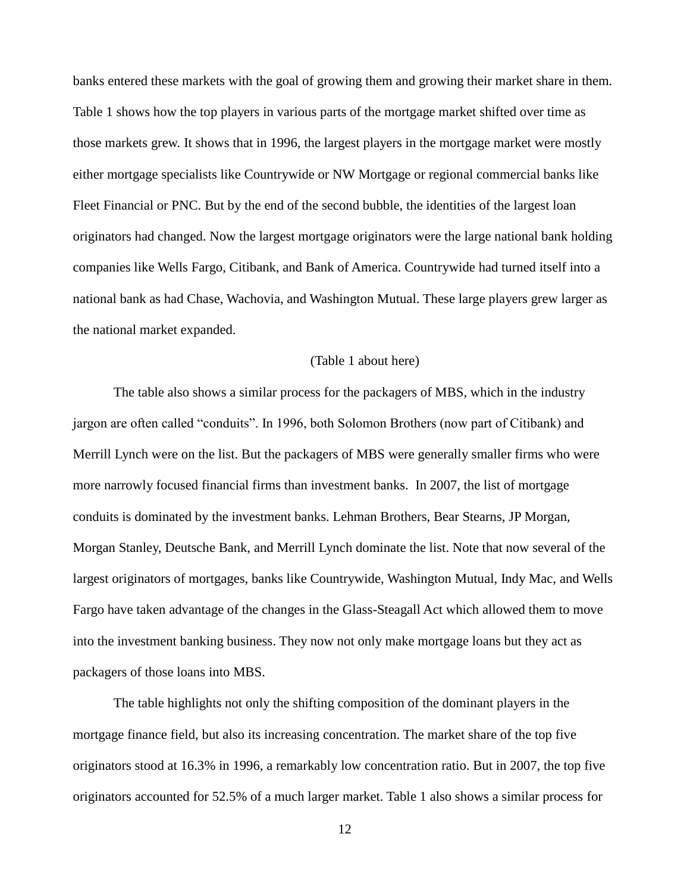banks entered these markets with the goal of growing them and growing their market share in them. Table 1 shows how the top players in various parts of the mortgage market shifted over time as those markets grew. It shows that in 1996, the largest players in the mortgage market were mostly either mortgage specialists like Countrywide or NW Mortgage or regional commercial banks like Fleet Financial or PNC. But by the end of the second bubble, the identities of the largest loan originators had changed. Now the largest mortgage originators were the large national bank holding companies like Wells Fargo, Citibank, and Bank of America. Countrywide had turned itself into a national bank as had Chase, Wachovia, and Washington Mutual. These large players grew larger as the national market expanded.

(Table 1 about here)

The table also shows a similar process for the packagers of MBS, which in the industry jargon are often called "conduits". In 1996, both Solomon Brothers (now part of Citibank) and Merrill Lynch were on the list. But the packagers of MBS were generally smaller firms who were more narrowly focused financial firms than investment banks. In 2007, the list of mortgage conduits is dominated by the investment banks. Lehman Brothers, Bear Stearns, JP Morgan, Morgan Stanley, Deutsche Bank, and Merrill Lynch dominate the list. Note that now several of the largest originators of mortgages, banks like Countrywide, Washington Mutual, Indy Mac, and Wells Fargo have taken advantage of the changes in the Glass-Steagall Act which allowed them to move into the investment banking business. They now not only make mortgage loans but they act as packagers of those loans into MBS.

The table highlights not only the shifting composition of the dominant players in the mortgage finance field, but also its increasing concentration. The market share of the top five originators stood at 16.3% in 1996, a remarkably low concentration ratio. But in 2007, the top five originators accounted for 52.5% of a much larger market. Table 1 also shows a similar process for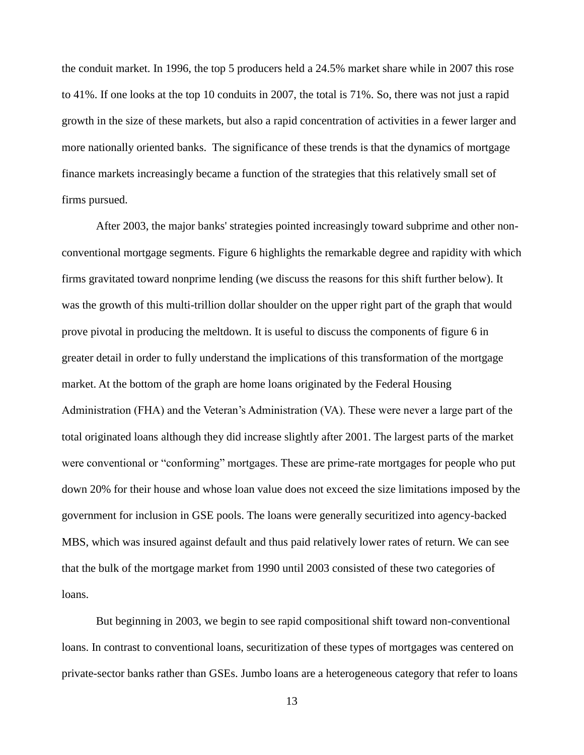the conduit market. In 1996, the top 5 producers held a 24.5% market share while in 2007 this rose to 41%. If one looks at the top 10 conduits in 2007, the total is 71%. So, there was not just a rapid growth in the size of these markets, but also a rapid concentration of activities in a fewer larger and more nationally oriented banks. The significance of these trends is that the dynamics of mortgage finance markets increasingly became a function of the strategies that this relatively small set of firms pursued.

After 2003, the major banks' strategies pointed increasingly toward subprime and other non-conventional mortgage segments. Figure 6 highlights the remarkable degree and rapidity with which firms gravitated toward nonprime lending (we discuss the reasons for this shift further below). It was the growth of this multi-trillion dollar shoulder on the upper right part of the graph that would prove pivotal in producing the meltdown. It is useful to discuss the components of figure 6 in greater detail in order to fully understand the implications of this transformation of the mortgage market. At the bottom of the graph are home loans originated by the Federal Housing Administration (FHA) and the Veteran's Administration (VA). These were never a large part of the total originated loans although they did increase slightly after 2001. The largest parts of the market were conventional or "conforming" mortgages. These are prime-rate mortgages for people who put down 20% for their house and whose loan value does not exceed the size limitations imposed by the government for inclusion in GSE pools. The loans were generally securitized into agency-backed MBS, which was insured against default and thus paid relatively lower rates of return. We can see that the bulk of the mortgage market from 1990 until 2003 consisted of these two categories of loans.

But beginning in 2003, we begin to see rapid compositional shift toward non-conventional loans. In contrast to conventional loans, securitization of these types of mortgages was centered on private-sector banks rather than GSEs. Jumbo loans are a heterogeneous category that refer to loans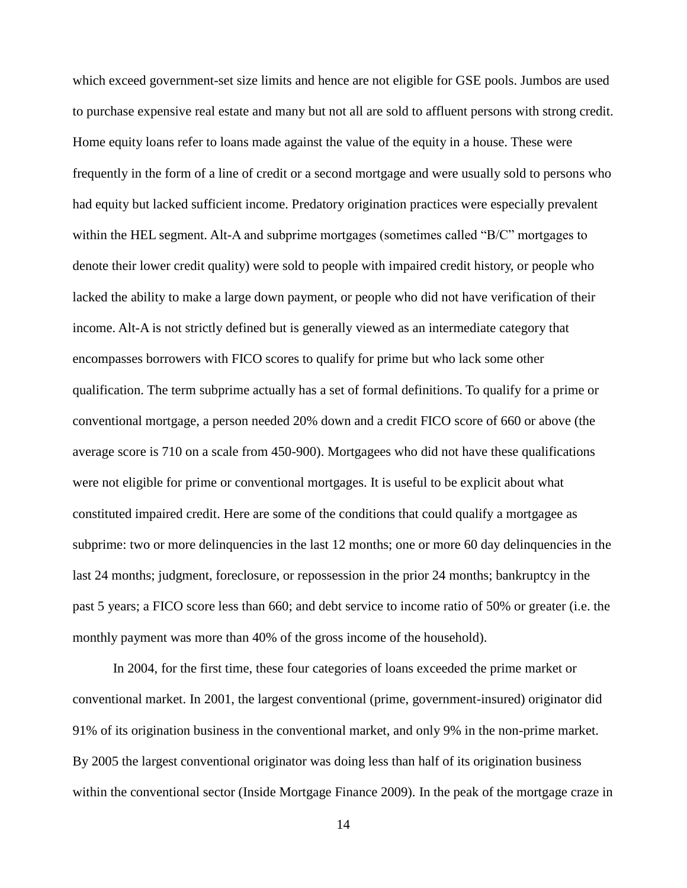which exceed government-set size limits and hence are not eligible for GSE pools. Jumbos are used to purchase expensive real estate and many but not all are sold to affluent persons with strong credit. Home equity loans refer to loans made against the value of the equity in a house. These were frequently in the form of a line of credit or a second mortgage and were usually sold to persons who had equity but lacked sufficient income. Predatory origination practices were especially prevalent within the HEL segment. Alt-A and subprime mortgages (sometimes called "B/C" mortgages to denote their lower credit quality) were sold to people with impaired credit history, or people who lacked the ability to make a large down payment, or people who did not have verification of their income. Alt-A is not strictly defined but is generally viewed as an intermediate category that encompasses borrowers with FICO scores to qualify for prime but who lack some other qualification. The term subprime actually has a set of formal definitions. To qualify for a prime or conventional mortgage, a person needed 20% down and a credit FICO score of 660 or above (the average score is 710 on a scale from 450-900). Mortgagees who did not have these qualifications were not eligible for prime or conventional mortgages. It is useful to be explicit about what constituted impaired credit. Here are some of the conditions that could qualify a mortgagee as subprime: two or more delinquencies in the last 12 months; one or more 60 day delinquencies in the last 24 months; judgment, foreclosure, or repossession in the prior 24 months; bankruptcy in the past 5 years; a FICO score less than 660; and debt service to income ratio of 50% or greater (i.e. the monthly payment was more than 40% of the gross income of the household).

In 2004, for the first time, these four categories of loans exceeded the prime market or conventional market. In 2001, the largest conventional (prime, government-insured) originator did 91% of its origination business in the conventional market, and only 9% in the non-prime market. By 2005 the largest conventional originator was doing less than half of its origination business within the conventional sector (Inside Mortgage Finance 2009). In the peak of the mortgage craze in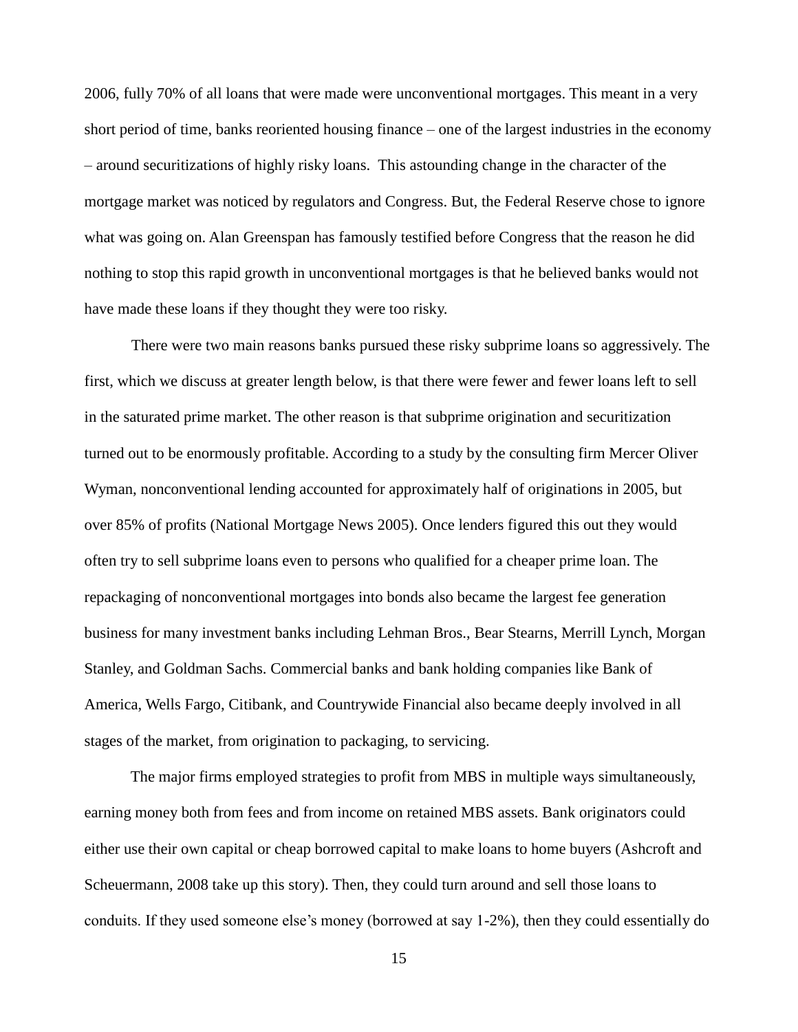2006, fully 70% of all loans that were made were unconventional mortgages. This meant in a very short period of time, banks reoriented housing finance – one of the largest industries in the economy – around securitizations of highly risky loans.  This astounding change in the character of the mortgage market was noticed by regulators and Congress. But, the Federal Reserve chose to ignore what was going on. Alan Greenspan has famously testified before Congress that the reason he did nothing to stop this rapid growth in unconventional mortgages is that he believed banks would not have made these loans if they thought they were too risky.

There were two main reasons banks pursued these risky subprime loans so aggressively. The first, which we discuss at greater length below, is that there were fewer and fewer loans left to sell in the saturated prime market. The other reason is that subprime origination and securitization turned out to be enormously profitable. According to a study by the consulting firm Mercer Oliver Wyman, nonconventional lending accounted for approximately half of originations in 2005, but over 85% of profits (National Mortgage News 2005). Once lenders figured this out they would often try to sell subprime loans even to persons who qualified for a cheaper prime loan. The repackaging of nonconventional mortgages into bonds also became the largest fee generation business for many investment banks including Lehman Bros., Bear Stearns, Merrill Lynch, Morgan Stanley, and Goldman Sachs. Commercial banks and bank holding companies like Bank of America, Wells Fargo, Citibank, and Countrywide Financial also became deeply involved in all stages of the market, from origination to packaging, to servicing.

The major firms employed strategies to profit from MBS in multiple ways simultaneously, earning money both from fees and from income on retained MBS assets. Bank originators could either use their own capital or cheap borrowed capital to make loans to home buyers (Ashcroft and Scheuermann, 2008 take up this story). Then, they could turn around and sell those loans to conduits. If they used someone else's money (borrowed at say 1-2%), then they could essentially do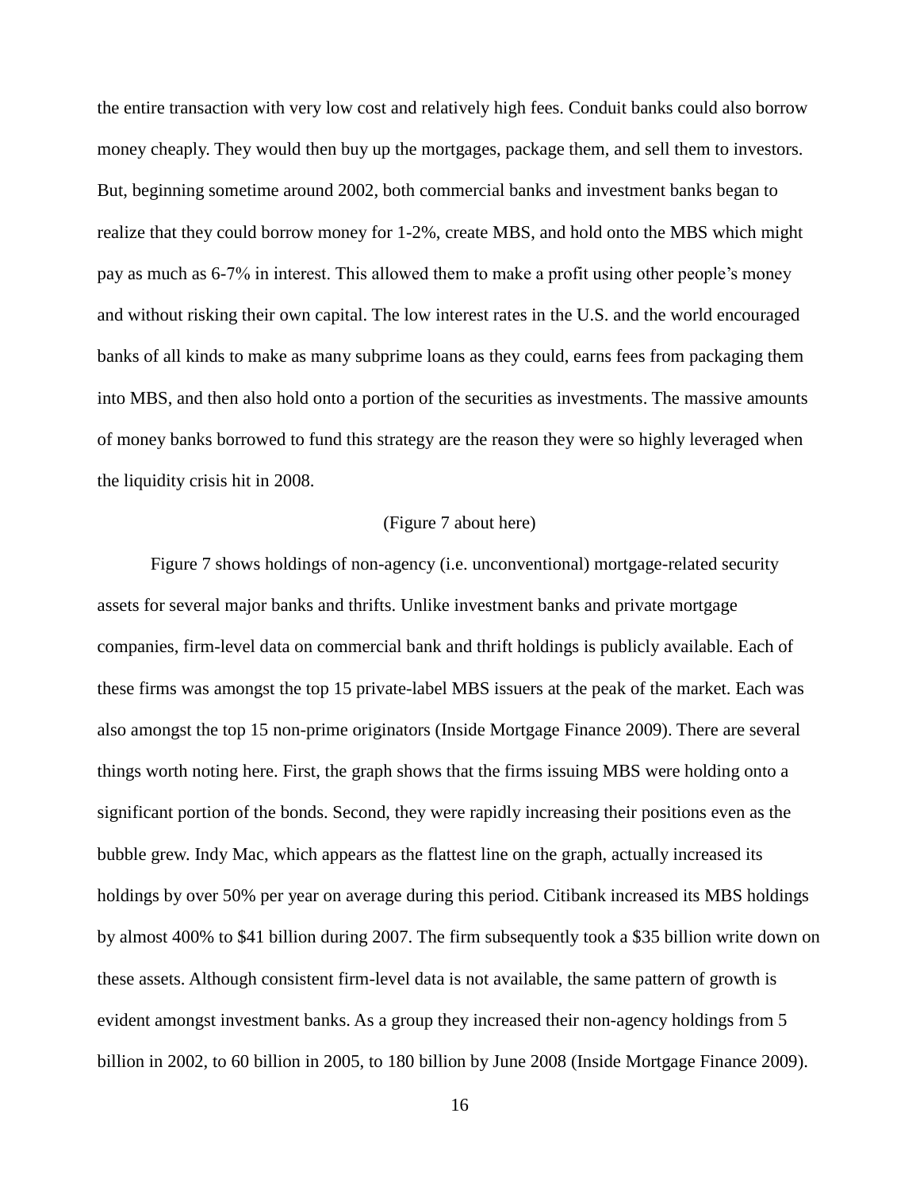the entire transaction with very low cost and relatively high fees. Conduit banks could also borrow money cheaply. They would then buy up the mortgages, package them, and sell them to investors. But, beginning sometime around 2002, both commercial banks and investment banks began to realize that they could borrow money for 1-2%, create MBS, and hold onto the MBS which might pay as much as 6-7% in interest. This allowed them to make a profit using other people's money and without risking their own capital. The low interest rates in the U.S. and the world encouraged banks of all kinds to make as many subprime loans as they could, earns fees from packaging them into MBS, and then also hold onto a portion of the securities as investments. The massive amounts of money banks borrowed to fund this strategy are the reason they were so highly leveraged when the liquidity crisis hit in 2008.

(Figure 7 about here)

Figure 7 shows holdings of non-agency (i.e. unconventional) mortgage-related security assets for several major banks and thrifts. Unlike investment banks and private mortgage companies, firm-level data on commercial bank and thrift holdings is publicly available. Each of these firms was amongst the top 15 private-label MBS issuers at the peak of the market. Each was also amongst the top 15 non-prime originators (Inside Mortgage Finance 2009). There are several things worth noting here. First, the graph shows that the firms issuing MBS were holding onto a significant portion of the bonds. Second, they were rapidly increasing their positions even as the bubble grew. Indy Mac, which appears as the flattest line on the graph, actually increased its holdings by over 50% per year on average during this period. Citibank increased its MBS holdings by almost 400% to $41 billion during 2007. The firm subsequently took a $35 billion write down on these assets. Although consistent firm-level data is not available, the same pattern of growth is evident amongst investment banks. As a group they increased their non-agency holdings from 5 billion in 2002, to 60 billion in 2005, to 180 billion by June 2008 (Inside Mortgage Finance 2009).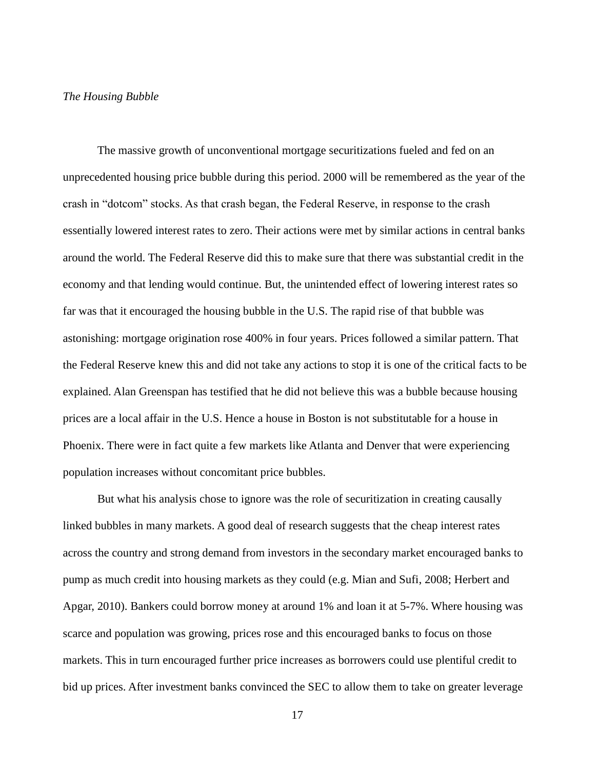*The Housing Bubble*

The massive growth of unconventional mortgage securitizations fueled and fed on an unprecedented housing price bubble during this period. 2000 will be remembered as the year of the crash in "dotcom" stocks. As that crash began, the Federal Reserve, in response to the crash essentially lowered interest rates to zero. Their actions were met by similar actions in central banks around the world. The Federal Reserve did this to make sure that there was substantial credit in the economy and that lending would continue. But, the unintended effect of lowering interest rates so far was that it encouraged the housing bubble in the U.S. The rapid rise of that bubble was astonishing: mortgage origination rose 400% in four years. Prices followed a similar pattern. That the Federal Reserve knew this and did not take any actions to stop it is one of the critical facts to be explained. Alan Greenspan has testified that he did not believe this was a bubble because housing prices are a local affair in the U.S. Hence a house in Boston is not substitutable for a house in Phoenix. There were in fact quite a few markets like Atlanta and Denver that were experiencing population increases without concomitant price bubbles.

But what his analysis chose to ignore was the role of securitization in creating causally linked bubbles in many markets. A good deal of research suggests that the cheap interest rates across the country and strong demand from investors in the secondary market encouraged banks to pump as much credit into housing markets as they could (e.g. Mian and Sufi, 2008; Herbert and Apgar, 2010). Bankers could borrow money at around 1% and loan it at 5-7%. Where housing was scarce and population was growing, prices rose and this encouraged banks to focus on those markets. This in turn encouraged further price increases as borrowers could use plentiful credit to bid up prices. After investment banks convinced the SEC to allow them to take on greater leverage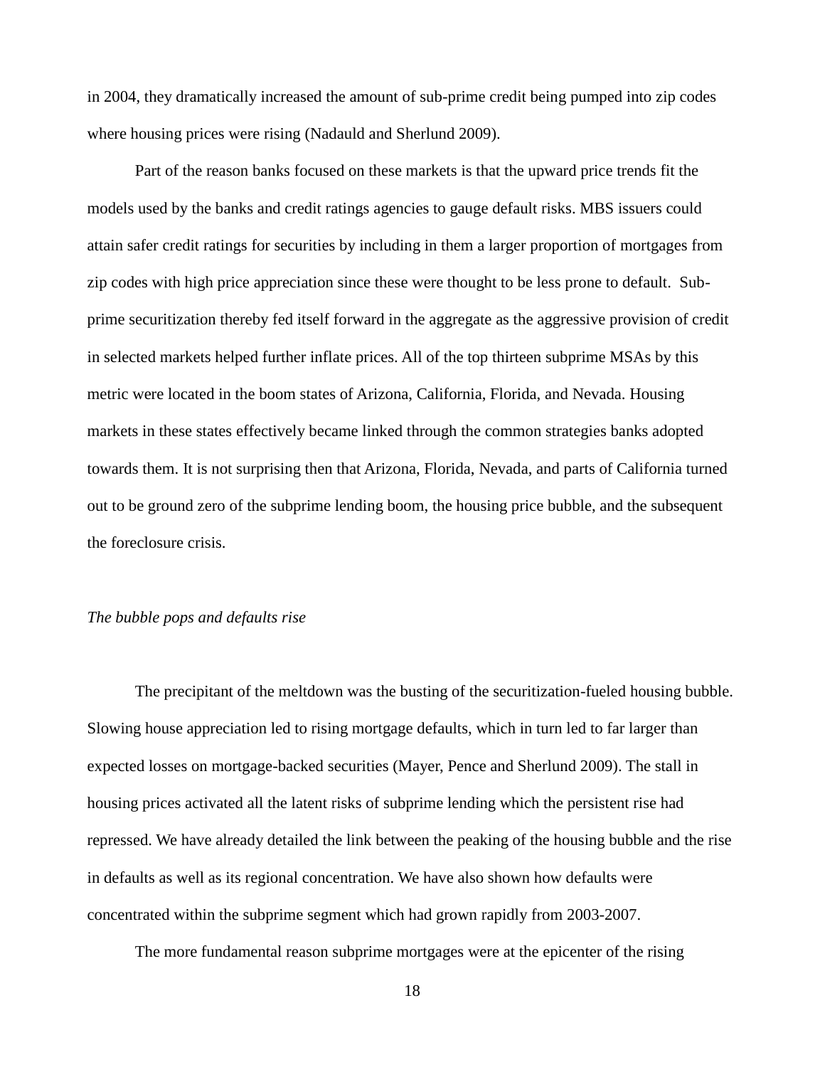in 2004, they dramatically increased the amount of sub-prime credit being pumped into zip codes where housing prices were rising (Nadauld and Sherlund 2009).

Part of the reason banks focused on these markets is that the upward price trends fit the models used by the banks and credit ratings agencies to gauge default risks. MBS issuers could attain safer credit ratings for securities by including in them a larger proportion of mortgages from zip codes with high price appreciation since these were thought to be less prone to default. Sub-prime securitization thereby fed itself forward in the aggregate as the aggressive provision of credit in selected markets helped further inflate prices. All of the top thirteen subprime MSAs by this metric were located in the boom states of Arizona, California, Florida, and Nevada. Housing markets in these states effectively became linked through the common strategies banks adopted towards them. It is not surprising then that Arizona, Florida, Nevada, and parts of California turned out to be ground zero of the subprime lending boom, the housing price bubble, and the subsequent the foreclosure crisis.

*The bubble pops and defaults rise*

The precipitant of the meltdown was the busting of the securitization-fueled housing bubble. Slowing house appreciation led to rising mortgage defaults, which in turn led to far larger than expected losses on mortgage-backed securities (Mayer, Pence and Sherlund 2009). The stall in housing prices activated all the latent risks of subprime lending which the persistent rise had repressed. We have already detailed the link between the peaking of the housing bubble and the rise in defaults as well as its regional concentration. We have also shown how defaults were concentrated within the subprime segment which had grown rapidly from 2003-2007.

The more fundamental reason subprime mortgages were at the epicenter of the rising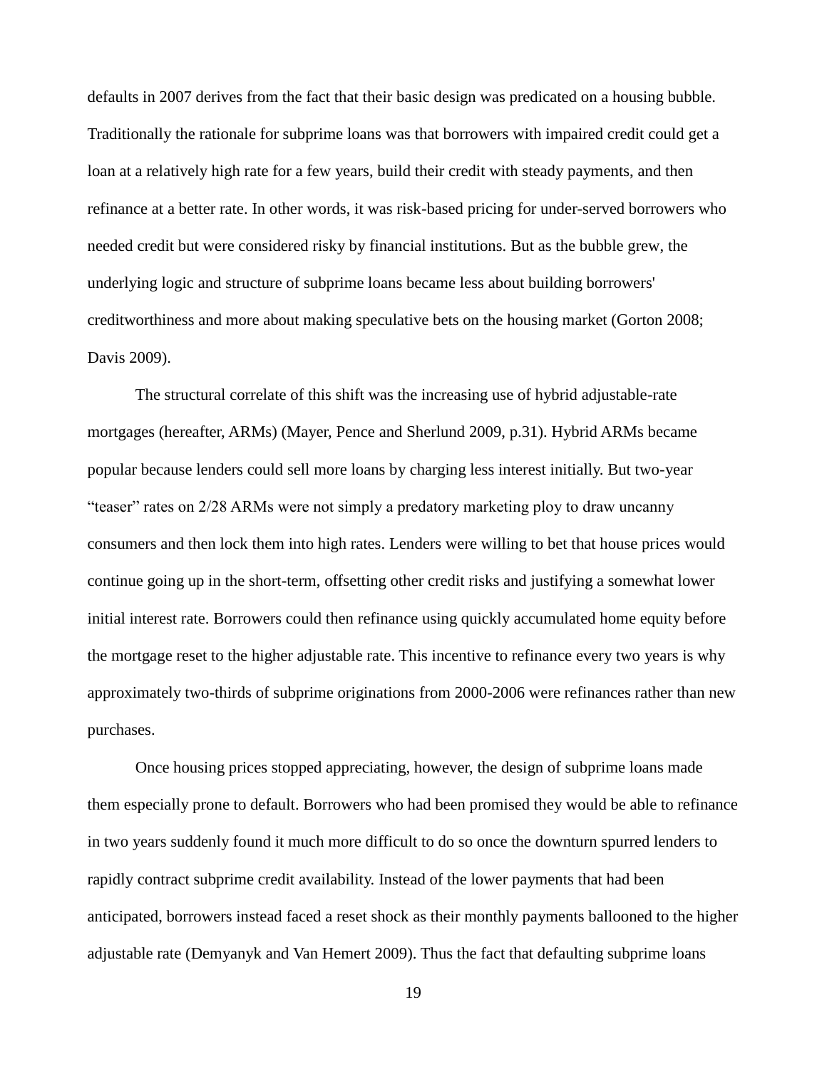defaults in 2007 derives from the fact that their basic design was predicated on a housing bubble. Traditionally the rationale for subprime loans was that borrowers with impaired credit could get a loan at a relatively high rate for a few years, build their credit with steady payments, and then refinance at a better rate. In other words, it was risk-based pricing for under-served borrowers who needed credit but were considered risky by financial institutions. But as the bubble grew, the underlying logic and structure of subprime loans became less about building borrowers' creditworthiness and more about making speculative bets on the housing market (Gorton 2008; Davis 2009).

The structural correlate of this shift was the increasing use of hybrid adjustable-rate mortgages (hereafter, ARMs) (Mayer, Pence and Sherlund 2009, p.31). Hybrid ARMs became popular because lenders could sell more loans by charging less interest initially. But two-year "teaser" rates on 2/28 ARMs were not simply a predatory marketing ploy to draw uncanny consumers and then lock them into high rates. Lenders were willing to bet that house prices would continue going up in the short-term, offsetting other credit risks and justifying a somewhat lower initial interest rate. Borrowers could then refinance using quickly accumulated home equity before the mortgage reset to the higher adjustable rate. This incentive to refinance every two years is why approximately two-thirds of subprime originations from 2000-2006 were refinances rather than new purchases.

Once housing prices stopped appreciating, however, the design of subprime loans made them especially prone to default. Borrowers who had been promised they would be able to refinance in two years suddenly found it much more difficult to do so once the downturn spurred lenders to rapidly contract subprime credit availability. Instead of the lower payments that had been anticipated, borrowers instead faced a reset shock as their monthly payments ballooned to the higher adjustable rate (Demyanyk and Van Hemert 2009). Thus the fact that defaulting subprime loans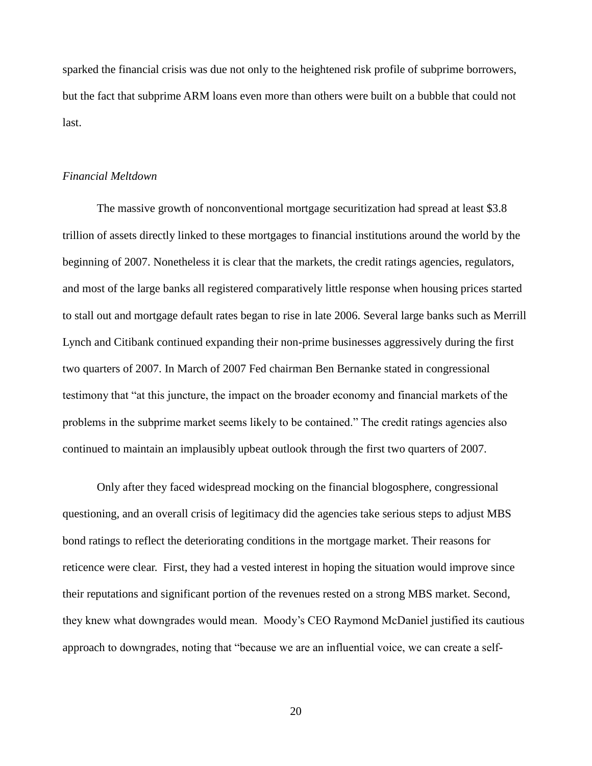sparked the financial crisis was due not only to the heightened risk profile of subprime borrowers, but the fact that subprime ARM loans even more than others were built on a bubble that could not last.

*Financial Meltdown*

The massive growth of nonconventional mortgage securitization had spread at least $3.8 trillion of assets directly linked to these mortgages to financial institutions around the world by the beginning of 2007. Nonetheless it is clear that the markets, the credit ratings agencies, regulators, and most of the large banks all registered comparatively little response when housing prices started to stall out and mortgage default rates began to rise in late 2006. Several large banks such as Merrill Lynch and Citibank continued expanding their non-prime businesses aggressively during the first two quarters of 2007. In March of 2007 Fed chairman Ben Bernanke stated in congressional testimony that "at this juncture, the impact on the broader economy and financial markets of the problems in the subprime market seems likely to be contained." The credit ratings agencies also continued to maintain an implausibly upbeat outlook through the first two quarters of 2007.

Only after they faced widespread mocking on the financial blogosphere, congressional questioning, and an overall crisis of legitimacy did the agencies take serious steps to adjust MBS bond ratings to reflect the deteriorating conditions in the mortgage market. Their reasons for reticence were clear. First, they had a vested interest in hoping the situation would improve since their reputations and significant portion of the revenues rested on a strong MBS market. Second, they knew what downgrades would mean. Moody's CEO Raymond McDaniel justified its cautious approach to downgrades, noting that "because we are an influential voice, we can create a self-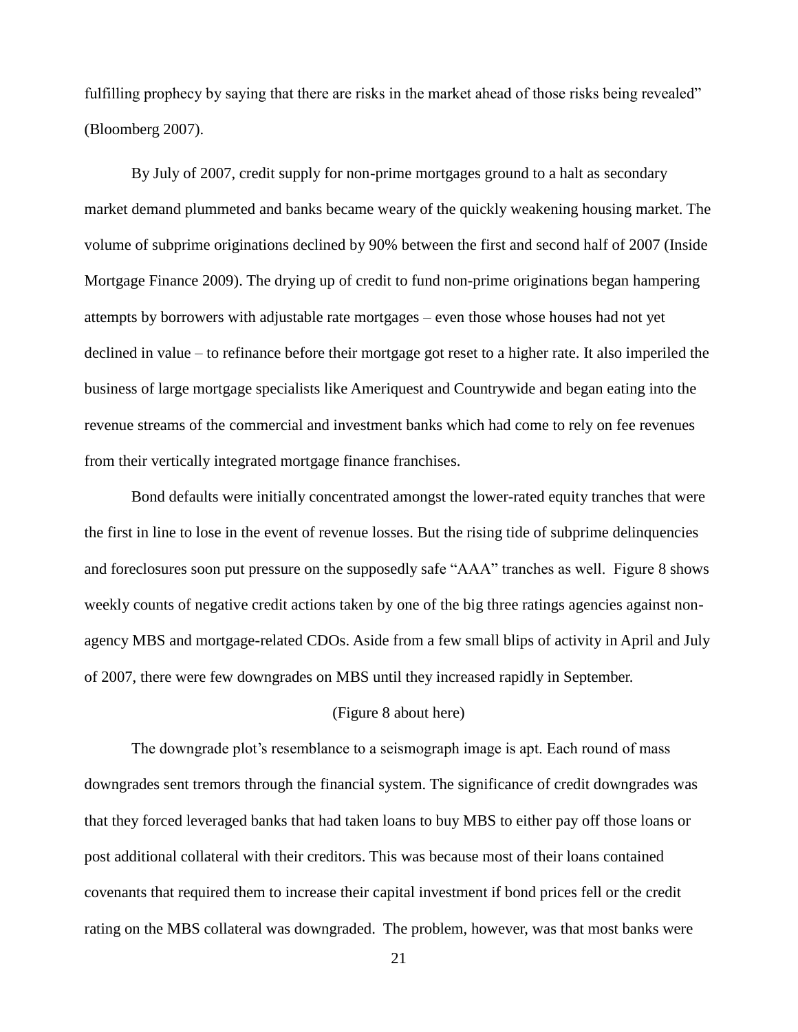fulfilling prophecy by saying that there are risks in the market ahead of those risks being revealed" (Bloomberg 2007).

By July of 2007, credit supply for non-prime mortgages ground to a halt as secondary market demand plummeted and banks became weary of the quickly weakening housing market. The volume of subprime originations declined by 90% between the first and second half of 2007 (Inside Mortgage Finance 2009). The drying up of credit to fund non-prime originations began hampering attempts by borrowers with adjustable rate mortgages – even those whose houses had not yet declined in value – to refinance before their mortgage got reset to a higher rate. It also imperiled the business of large mortgage specialists like Ameriquest and Countrywide and began eating into the revenue streams of the commercial and investment banks which had come to rely on fee revenues from their vertically integrated mortgage finance franchises.

Bond defaults were initially concentrated amongst the lower-rated equity tranches that were the first in line to lose in the event of revenue losses. But the rising tide of subprime delinquencies and foreclosures soon put pressure on the supposedly safe "AAA" tranches as well. Figure 8 shows weekly counts of negative credit actions taken by one of the big three ratings agencies against non-agency MBS and mortgage-related CDOs. Aside from a few small blips of activity in April and July of 2007, there were few downgrades on MBS until they increased rapidly in September.

(Figure 8 about here)

The downgrade plot's resemblance to a seismograph image is apt. Each round of mass downgrades sent tremors through the financial system. The significance of credit downgrades was that they forced leveraged banks that had taken loans to buy MBS to either pay off those loans or post additional collateral with their creditors. This was because most of their loans contained covenants that required them to increase their capital investment if bond prices fell or the credit rating on the MBS collateral was downgraded. The problem, however, was that most banks were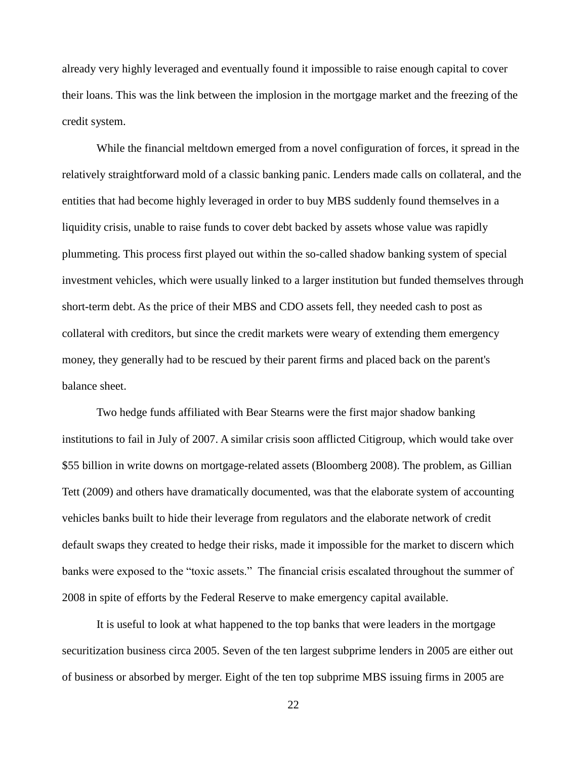already very highly leveraged and eventually found it impossible to raise enough capital to cover their loans. This was the link between the implosion in the mortgage market and the freezing of the credit system.

While the financial meltdown emerged from a novel configuration of forces, it spread in the relatively straightforward mold of a classic banking panic. Lenders made calls on collateral, and the entities that had become highly leveraged in order to buy MBS suddenly found themselves in a liquidity crisis, unable to raise funds to cover debt backed by assets whose value was rapidly plummeting. This process first played out within the so-called shadow banking system of special investment vehicles, which were usually linked to a larger institution but funded themselves through short-term debt. As the price of their MBS and CDO assets fell, they needed cash to post as collateral with creditors, but since the credit markets were weary of extending them emergency money, they generally had to be rescued by their parent firms and placed back on the parent's balance sheet.

Two hedge funds affiliated with Bear Stearns were the first major shadow banking institutions to fail in July of 2007. A similar crisis soon afflicted Citigroup, which would take over \$55 billion in write downs on mortgage-related assets (Bloomberg 2008). The problem, as Gillian Tett (2009) and others have dramatically documented, was that the elaborate system of accounting vehicles banks built to hide their leverage from regulators and the elaborate network of credit default swaps they created to hedge their risks, made it impossible for the market to discern which banks were exposed to the "toxic assets." The financial crisis escalated throughout the summer of 2008 in spite of efforts by the Federal Reserve to make emergency capital available.

It is useful to look at what happened to the top banks that were leaders in the mortgage securitization business circa 2005. Seven of the ten largest subprime lenders in 2005 are either out of business or absorbed by merger. Eight of the ten top subprime MBS issuing firms in 2005 are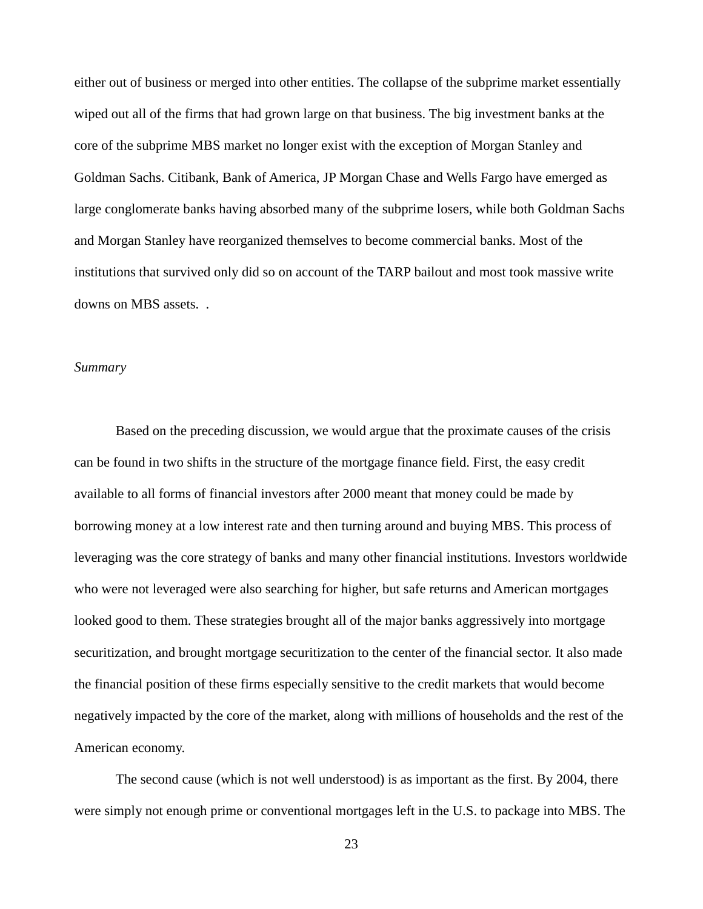either out of business or merged into other entities. The collapse of the subprime market essentially wiped out all of the firms that had grown large on that business. The big investment banks at the core of the subprime MBS market no longer exist with the exception of Morgan Stanley and Goldman Sachs. Citibank, Bank of America, JP Morgan Chase and Wells Fargo have emerged as large conglomerate banks having absorbed many of the subprime losers, while both Goldman Sachs and Morgan Stanley have reorganized themselves to become commercial banks. Most of the institutions that survived only did so on account of the TARP bailout and most took massive write downs on MBS assets.  .

*Summary*

Based on the preceding discussion, we would argue that the proximate causes of the crisis can be found in two shifts in the structure of the mortgage finance field. First, the easy credit available to all forms of financial investors after 2000 meant that money could be made by borrowing money at a low interest rate and then turning around and buying MBS. This process of leveraging was the core strategy of banks and many other financial institutions. Investors worldwide who were not leveraged were also searching for higher, but safe returns and American mortgages looked good to them. These strategies brought all of the major banks aggressively into mortgage securitization, and brought mortgage securitization to the center of the financial sector. It also made the financial position of these firms especially sensitive to the credit markets that would become negatively impacted by the core of the market, along with millions of households and the rest of the American economy.

The second cause (which is not well understood) is as important as the first. By 2004, there were simply not enough prime or conventional mortgages left in the U.S. to package into MBS. The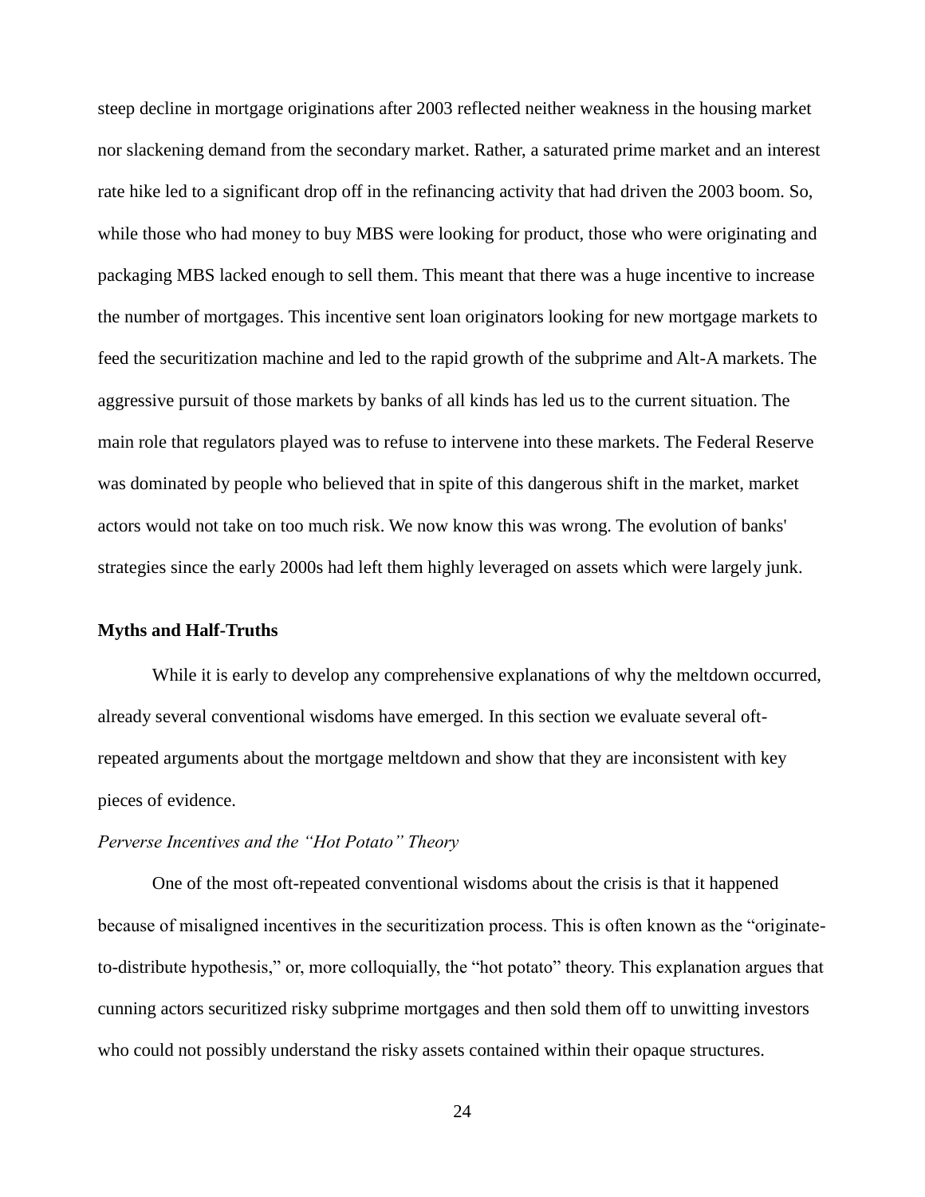steep decline in mortgage originations after 2003 reflected neither weakness in the housing market nor slackening demand from the secondary market. Rather, a saturated prime market and an interest rate hike led to a significant drop off in the refinancing activity that had driven the 2003 boom. So, while those who had money to buy MBS were looking for product, those who were originating and packaging MBS lacked enough to sell them. This meant that there was a huge incentive to increase the number of mortgages. This incentive sent loan originators looking for new mortgage markets to feed the securitization machine and led to the rapid growth of the subprime and Alt-A markets. The aggressive pursuit of those markets by banks of all kinds has led us to the current situation. The main role that regulators played was to refuse to intervene into these markets. The Federal Reserve was dominated by people who believed that in spite of this dangerous shift in the market, market actors would not take on too much risk. We now know this was wrong. The evolution of banks' strategies since the early 2000s had left them highly leveraged on assets which were largely junk.

## Myths and Half-Truths

While it is early to develop any comprehensive explanations of why the meltdown occurred, already several conventional wisdoms have emerged. In this section we evaluate several oft-repeated arguments about the mortgage meltdown and show that they are inconsistent with key pieces of evidence.

### *Perverse Incentives and the "Hot Potato" Theory*

One of the most oft-repeated conventional wisdoms about the crisis is that it happened because of misaligned incentives in the securitization process. This is often known as the "originate-to-distribute hypothesis," or, more colloquially, the "hot potato" theory. This explanation argues that cunning actors securitized risky subprime mortgages and then sold them off to unwitting investors who could not possibly understand the risky assets contained within their opaque structures.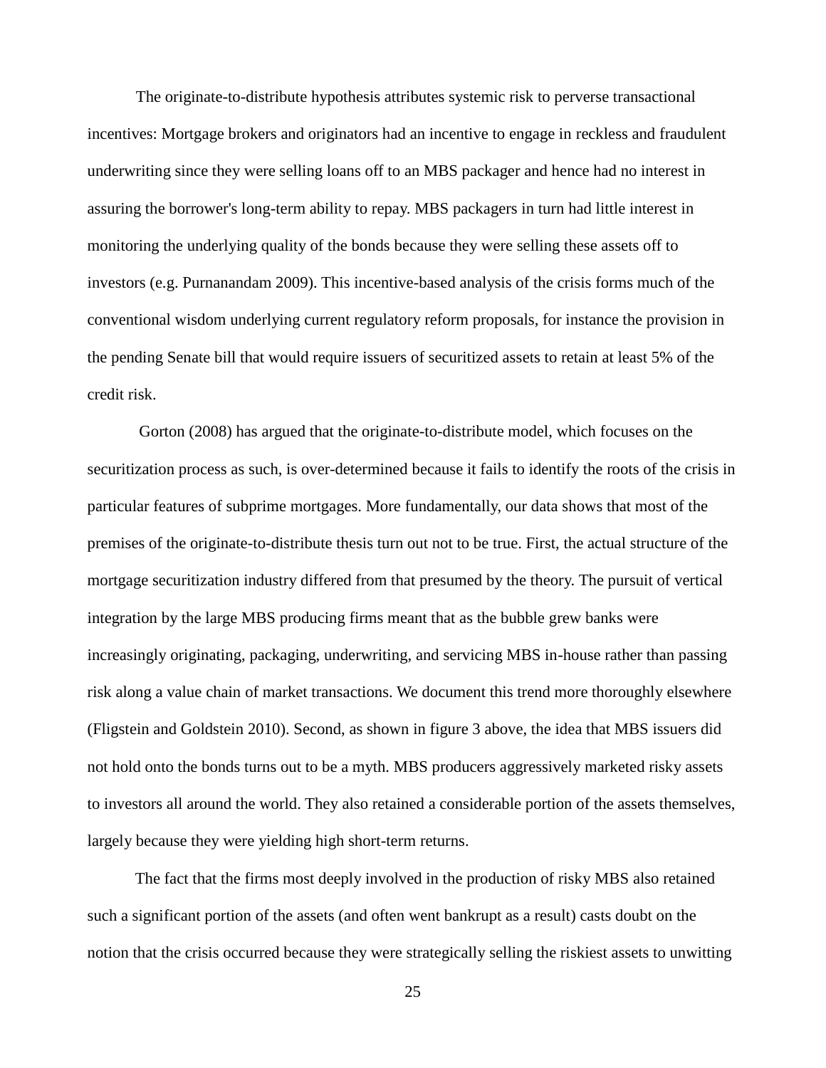The originate-to-distribute hypothesis attributes systemic risk to perverse transactional incentives: Mortgage brokers and originators had an incentive to engage in reckless and fraudulent underwriting since they were selling loans off to an MBS packager and hence had no interest in assuring the borrower's long-term ability to repay. MBS packagers in turn had little interest in monitoring the underlying quality of the bonds because they were selling these assets off to investors (e.g. Purnanandam 2009). This incentive-based analysis of the crisis forms much of the conventional wisdom underlying current regulatory reform proposals, for instance the provision in the pending Senate bill that would require issuers of securitized assets to retain at least 5% of the credit risk.

Gorton (2008) has argued that the originate-to-distribute model, which focuses on the securitization process as such, is over-determined because it fails to identify the roots of the crisis in particular features of subprime mortgages. More fundamentally, our data shows that most of the premises of the originate-to-distribute thesis turn out not to be true. First, the actual structure of the mortgage securitization industry differed from that presumed by the theory. The pursuit of vertical integration by the large MBS producing firms meant that as the bubble grew banks were increasingly originating, packaging, underwriting, and servicing MBS in-house rather than passing risk along a value chain of market transactions. We document this trend more thoroughly elsewhere (Fligstein and Goldstein 2010). Second, as shown in figure 3 above, the idea that MBS issuers did not hold onto the bonds turns out to be a myth. MBS producers aggressively marketed risky assets to investors all around the world. They also retained a considerable portion of the assets themselves, largely because they were yielding high short-term returns.

The fact that the firms most deeply involved in the production of risky MBS also retained such a significant portion of the assets (and often went bankrupt as a result) casts doubt on the notion that the crisis occurred because they were strategically selling the riskiest assets to unwitting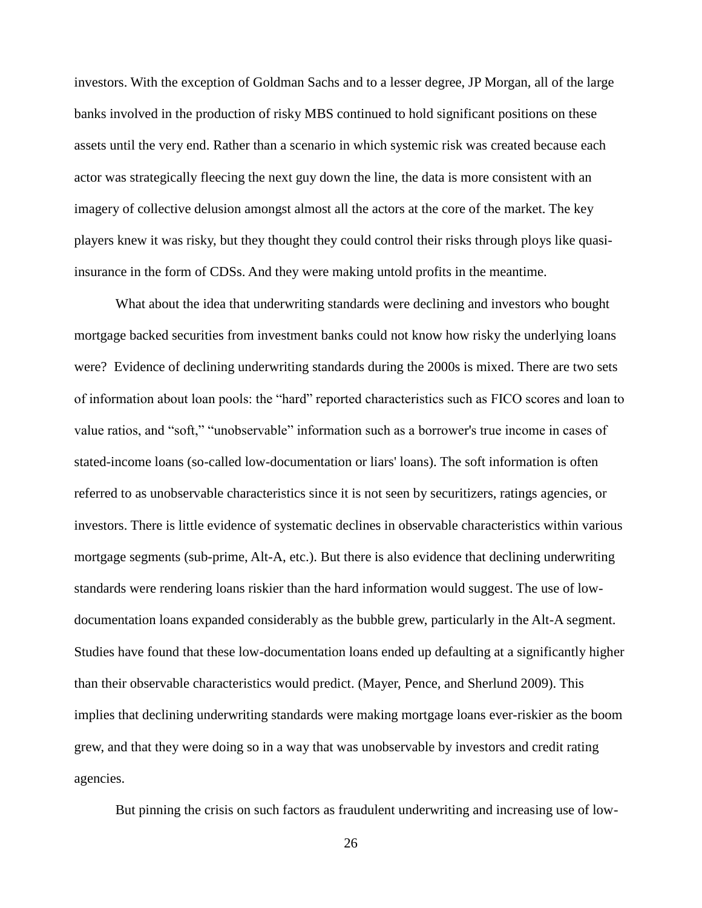investors. With the exception of Goldman Sachs and to a lesser degree, JP Morgan, all of the large banks involved in the production of risky MBS continued to hold significant positions on these assets until the very end. Rather than a scenario in which systemic risk was created because each actor was strategically fleecing the next guy down the line, the data is more consistent with an imagery of collective delusion amongst almost all the actors at the core of the market. The key players knew it was risky, but they thought they could control their risks through ploys like quasi-insurance in the form of CDSs. And they were making untold profits in the meantime.

What about the idea that underwriting standards were declining and investors who bought mortgage backed securities from investment banks could not know how risky the underlying loans were? Evidence of declining underwriting standards during the 2000s is mixed. There are two sets of information about loan pools: the "hard" reported characteristics such as FICO scores and loan to value ratios, and "soft," "unobservable" information such as a borrower's true income in cases of stated-income loans (so-called low-documentation or liars' loans). The soft information is often referred to as unobservable characteristics since it is not seen by securitizers, ratings agencies, or investors. There is little evidence of systematic declines in observable characteristics within various mortgage segments (sub-prime, Alt-A, etc.). But there is also evidence that declining underwriting standards were rendering loans riskier than the hard information would suggest. The use of low-documentation loans expanded considerably as the bubble grew, particularly in the Alt-A segment. Studies have found that these low-documentation loans ended up defaulting at a significantly higher than their observable characteristics would predict. (Mayer, Pence, and Sherlund 2009). This implies that declining underwriting standards were making mortgage loans ever-riskier as the boom grew, and that they were doing so in a way that was unobservable by investors and credit rating agencies.

But pinning the crisis on such factors as fraudulent underwriting and increasing use of low-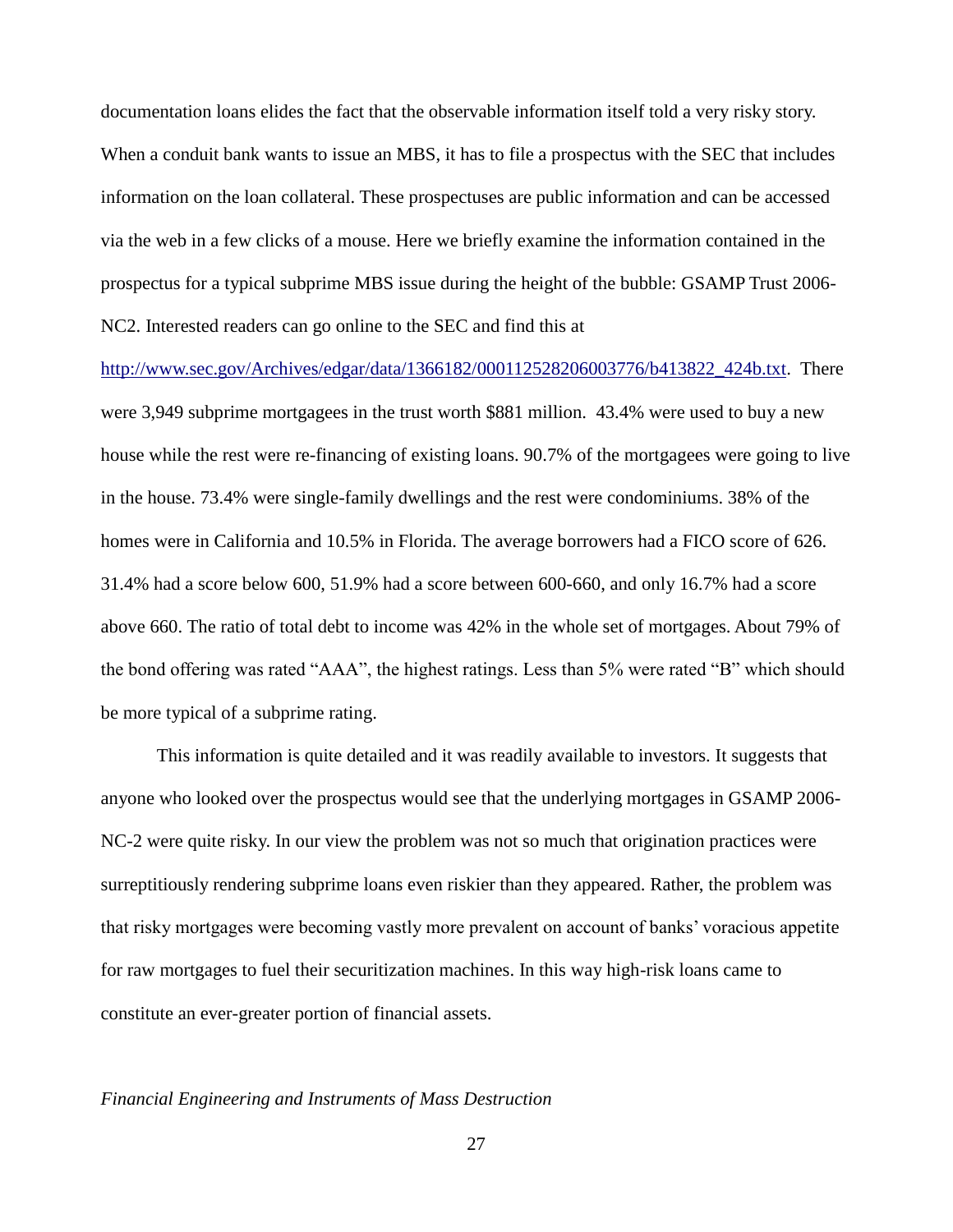documentation loans elides the fact that the observable information itself told a very risky story. When a conduit bank wants to issue an MBS, it has to file a prospectus with the SEC that includes information on the loan collateral. These prospectuses are public information and can be accessed via the web in a few clicks of a mouse. Here we briefly examine the information contained in the prospectus for a typical subprime MBS issue during the height of the bubble: GSAMP Trust 2006-NC2. Interested readers can go online to the SEC and find this at [http://www.sec.gov/Archives/edgar/data/1366182/000112528206003776/b413822_424b.txt](http://www.sec.gov/Archives/edgar/data/1366182/000112528206003776/b413822_424b.txt). There were 3,949 subprime mortgagees in the trust worth $881 million. 43.4% were used to buy a new house while the rest were re-financing of existing loans. 90.7% of the mortgagees were going to live in the house. 73.4% were single-family dwellings and the rest were condominiums. 38% of the homes were in California and 10.5% in Florida. The average borrowers had a FICO score of 626. 31.4% had a score below 600, 51.9% had a score between 600-660, and only 16.7% had a score above 660. The ratio of total debt to income was 42% in the whole set of mortgages. About 79% of the bond offering was rated "AAA", the highest ratings. Less than 5% were rated "B" which should be more typical of a subprime rating.

This information is quite detailed and it was readily available to investors. It suggests that anyone who looked over the prospectus would see that the underlying mortgages in GSAMP 2006-NC-2 were quite risky. In our view the problem was not so much that origination practices were surreptitiously rendering subprime loans even riskier than they appeared. Rather, the problem was that risky mortgages were becoming vastly more prevalent on account of banks' voracious appetite for raw mortgages to fuel their securitization machines. In this way high-risk loans came to constitute an ever-greater portion of financial assets.

*Financial Engineering and Instruments of Mass Destruction*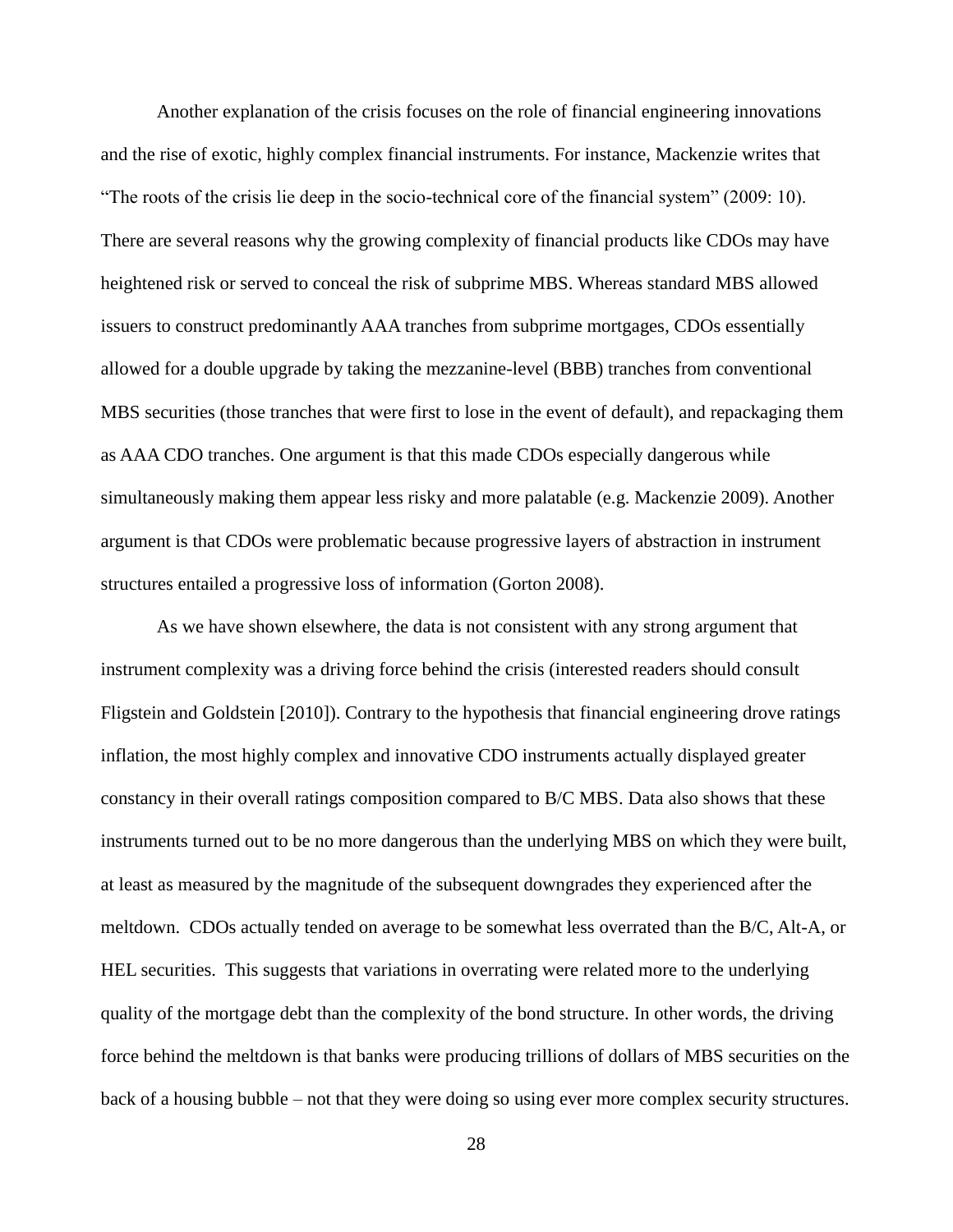Another explanation of the crisis focuses on the role of financial engineering innovations and the rise of exotic, highly complex financial instruments. For instance, Mackenzie writes that "The roots of the crisis lie deep in the socio-technical core of the financial system" (2009: 10). There are several reasons why the growing complexity of financial products like CDOs may have heightened risk or served to conceal the risk of subprime MBS. Whereas standard MBS allowed issuers to construct predominantly AAA tranches from subprime mortgages, CDOs essentially allowed for a double upgrade by taking the mezzanine-level (BBB) tranches from conventional MBS securities (those tranches that were first to lose in the event of default), and repackaging them as AAA CDO tranches. One argument is that this made CDOs especially dangerous while simultaneously making them appear less risky and more palatable (e.g. Mackenzie 2009). Another argument is that CDOs were problematic because progressive layers of abstraction in instrument structures entailed a progressive loss of information (Gorton 2008).

As we have shown elsewhere, the data is not consistent with any strong argument that instrument complexity was a driving force behind the crisis (interested readers should consult Fligstein and Goldstein [2010]). Contrary to the hypothesis that financial engineering drove ratings inflation, the most highly complex and innovative CDO instruments actually displayed greater constancy in their overall ratings composition compared to B/C MBS. Data also shows that these instruments turned out to be no more dangerous than the underlying MBS on which they were built, at least as measured by the magnitude of the subsequent downgrades they experienced after the meltdown. CDOs actually tended on average to be somewhat less overrated than the B/C, Alt-A, or HEL securities. This suggests that variations in overrating were related more to the underlying quality of the mortgage debt than the complexity of the bond structure. In other words, the driving force behind the meltdown is that banks were producing trillions of dollars of MBS securities on the back of a housing bubble – not that they were doing so using ever more complex security structures.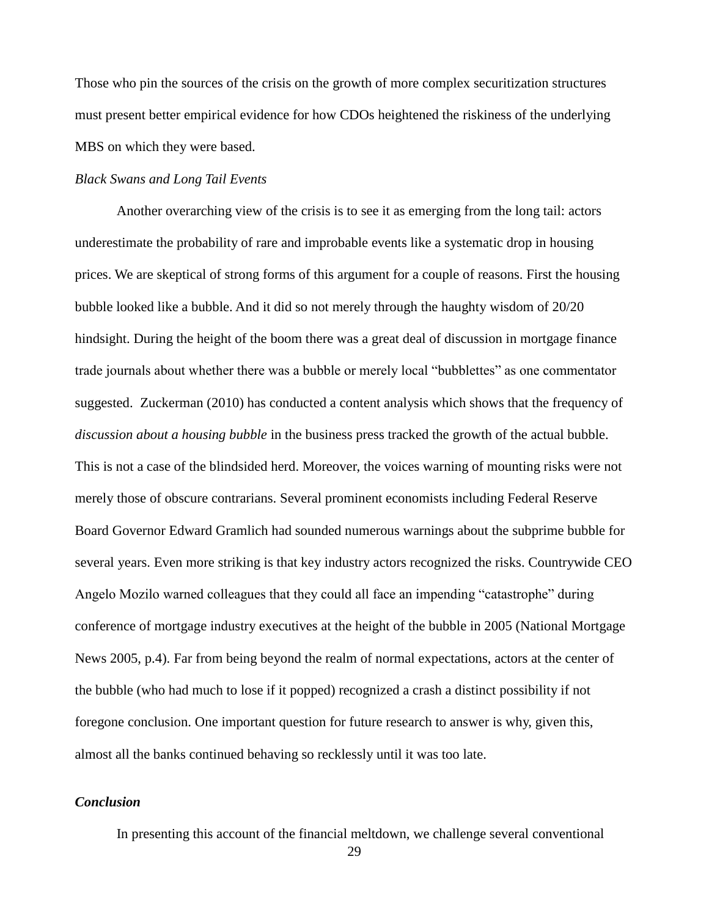Those who pin the sources of the crisis on the growth of more complex securitization structures must present better empirical evidence for how CDOs heightened the riskiness of the underlying MBS on which they were based.

*Black Swans and Long Tail Events*

Another overarching view of the crisis is to see it as emerging from the long tail: actors underestimate the probability of rare and improbable events like a systematic drop in housing prices. We are skeptical of strong forms of this argument for a couple of reasons. First the housing bubble looked like a bubble. And it did so not merely through the haughty wisdom of 20/20 hindsight. During the height of the boom there was a great deal of discussion in mortgage finance trade journals about whether there was a bubble or merely local "bubblettes" as one commentator suggested. Zuckerman (2010) has conducted a content analysis which shows that the frequency of *discussion about a housing bubble* in the business press tracked the growth of the actual bubble. This is not a case of the blindsided herd. Moreover, the voices warning of mounting risks were not merely those of obscure contrarians. Several prominent economists including Federal Reserve Board Governor Edward Gramlich had sounded numerous warnings about the subprime bubble for several years. Even more striking is that key industry actors recognized the risks. Countrywide CEO Angelo Mozilo warned colleagues that they could all face an impending "catastrophe" during conference of mortgage industry executives at the height of the bubble in 2005 (National Mortgage News 2005, p.4). Far from being beyond the realm of normal expectations, actors at the center of the bubble (who had much to lose if it popped) recognized a crash a distinct possibility if not foregone conclusion. One important question for future research to answer is why, given this, almost all the banks continued behaving so recklessly until it was too late.

## *Conclusion*

In presenting this account of the financial meltdown, we challenge several conventional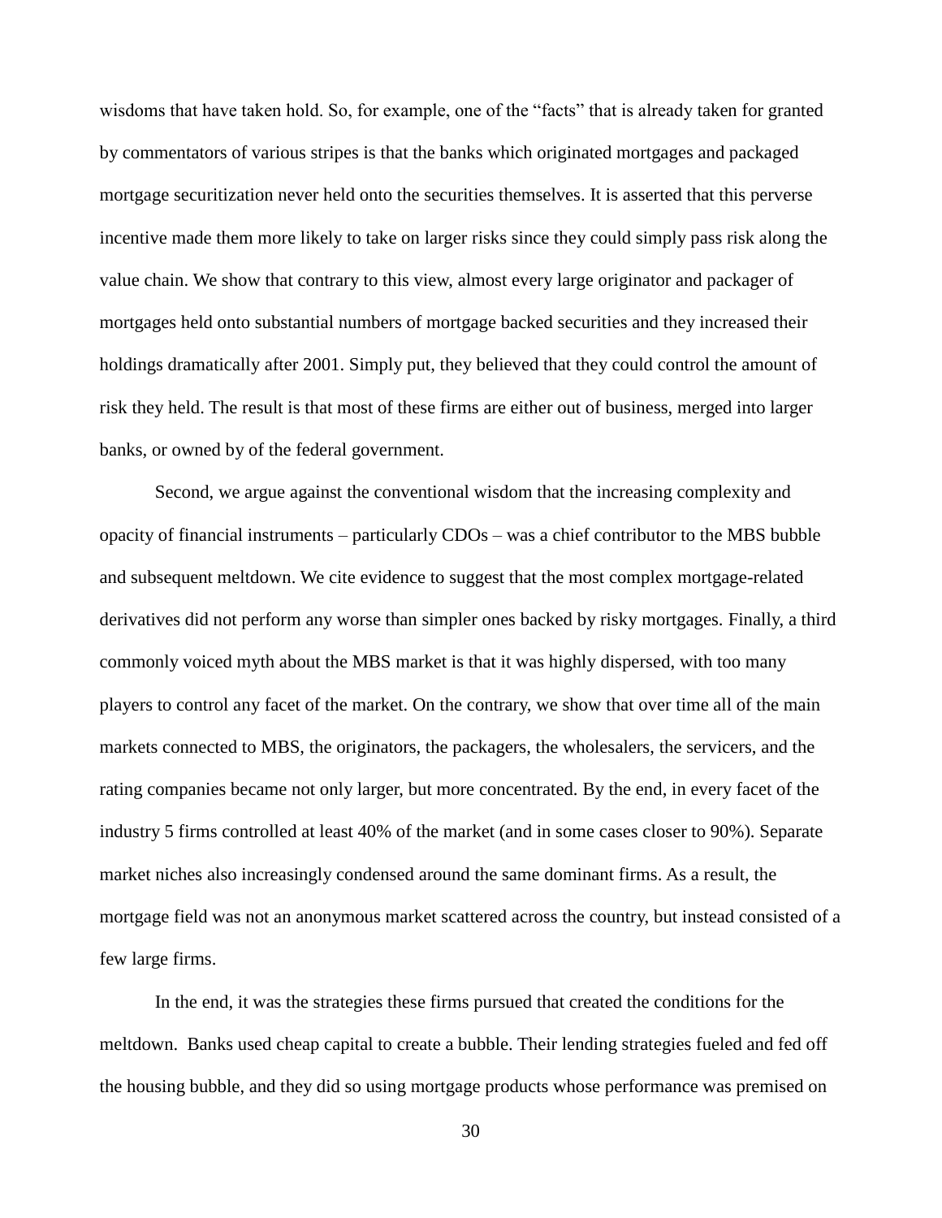wisdoms that have taken hold. So, for example, one of the "facts" that is already taken for granted by commentators of various stripes is that the banks which originated mortgages and packaged mortgage securitization never held onto the securities themselves. It is asserted that this perverse incentive made them more likely to take on larger risks since they could simply pass risk along the value chain. We show that contrary to this view, almost every large originator and packager of mortgages held onto substantial numbers of mortgage backed securities and they increased their holdings dramatically after 2001. Simply put, they believed that they could control the amount of risk they held. The result is that most of these firms are either out of business, merged into larger banks, or owned by of the federal government.

Second, we argue against the conventional wisdom that the increasing complexity and opacity of financial instruments – particularly CDOs – was a chief contributor to the MBS bubble and subsequent meltdown. We cite evidence to suggest that the most complex mortgage-related derivatives did not perform any worse than simpler ones backed by risky mortgages. Finally, a third commonly voiced myth about the MBS market is that it was highly dispersed, with too many players to control any facet of the market. On the contrary, we show that over time all of the main markets connected to MBS, the originators, the packagers, the wholesalers, the servicers, and the rating companies became not only larger, but more concentrated. By the end, in every facet of the industry 5 firms controlled at least 40% of the market (and in some cases closer to 90%). Separate market niches also increasingly condensed around the same dominant firms. As a result, the mortgage field was not an anonymous market scattered across the country, but instead consisted of a few large firms.

In the end, it was the strategies these firms pursued that created the conditions for the meltdown. Banks used cheap capital to create a bubble. Their lending strategies fueled and fed off the housing bubble, and they did so using mortgage products whose performance was premised on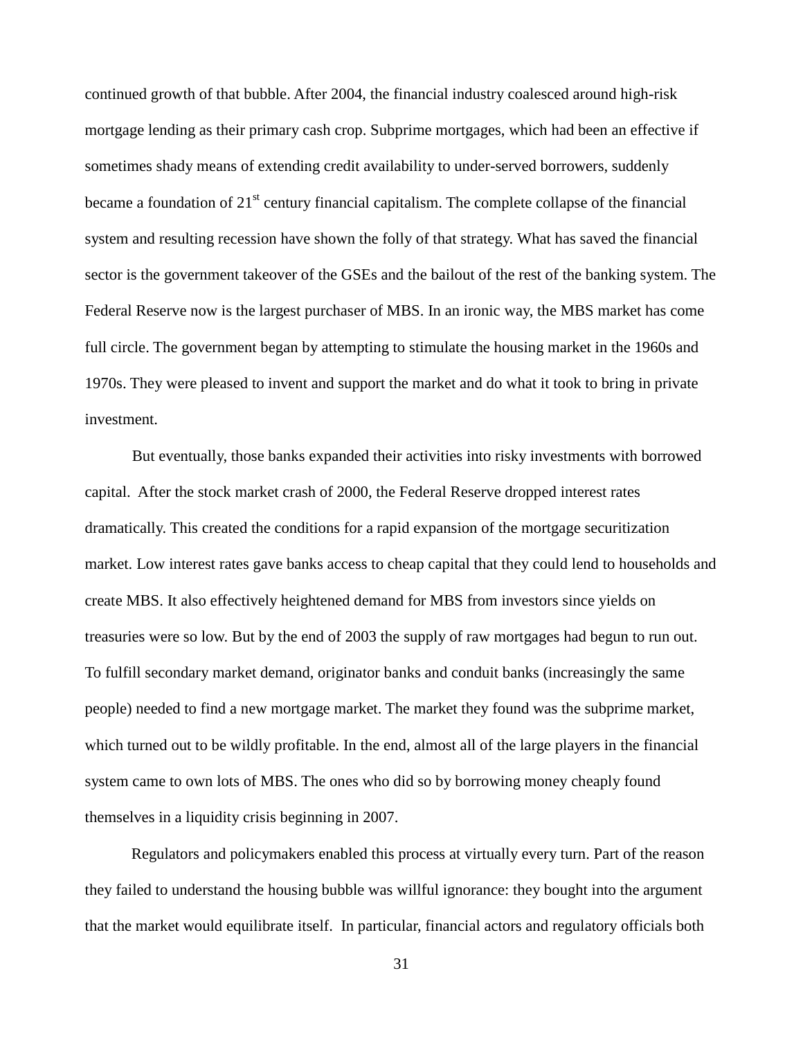continued growth of that bubble. After 2004, the financial industry coalesced around high-risk mortgage lending as their primary cash crop. Subprime mortgages, which had been an effective if sometimes shady means of extending credit availability to under-served borrowers, suddenly became a foundation of 21st century financial capitalism. The complete collapse of the financial system and resulting recession have shown the folly of that strategy. What has saved the financial sector is the government takeover of the GSEs and the bailout of the rest of the banking system. The Federal Reserve now is the largest purchaser of MBS. In an ironic way, the MBS market has come full circle. The government began by attempting to stimulate the housing market in the 1960s and 1970s. They were pleased to invent and support the market and do what it took to bring in private investment.

But eventually, those banks expanded their activities into risky investments with borrowed capital. After the stock market crash of 2000, the Federal Reserve dropped interest rates dramatically. This created the conditions for a rapid expansion of the mortgage securitization market. Low interest rates gave banks access to cheap capital that they could lend to households and create MBS. It also effectively heightened demand for MBS from investors since yields on treasuries were so low. But by the end of 2003 the supply of raw mortgages had begun to run out. To fulfill secondary market demand, originator banks and conduit banks (increasingly the same people) needed to find a new mortgage market. The market they found was the subprime market, which turned out to be wildly profitable. In the end, almost all of the large players in the financial system came to own lots of MBS. The ones who did so by borrowing money cheaply found themselves in a liquidity crisis beginning in 2007.

Regulators and policymakers enabled this process at virtually every turn. Part of the reason they failed to understand the housing bubble was willful ignorance: they bought into the argument that the market would equilibrate itself. In particular, financial actors and regulatory officials both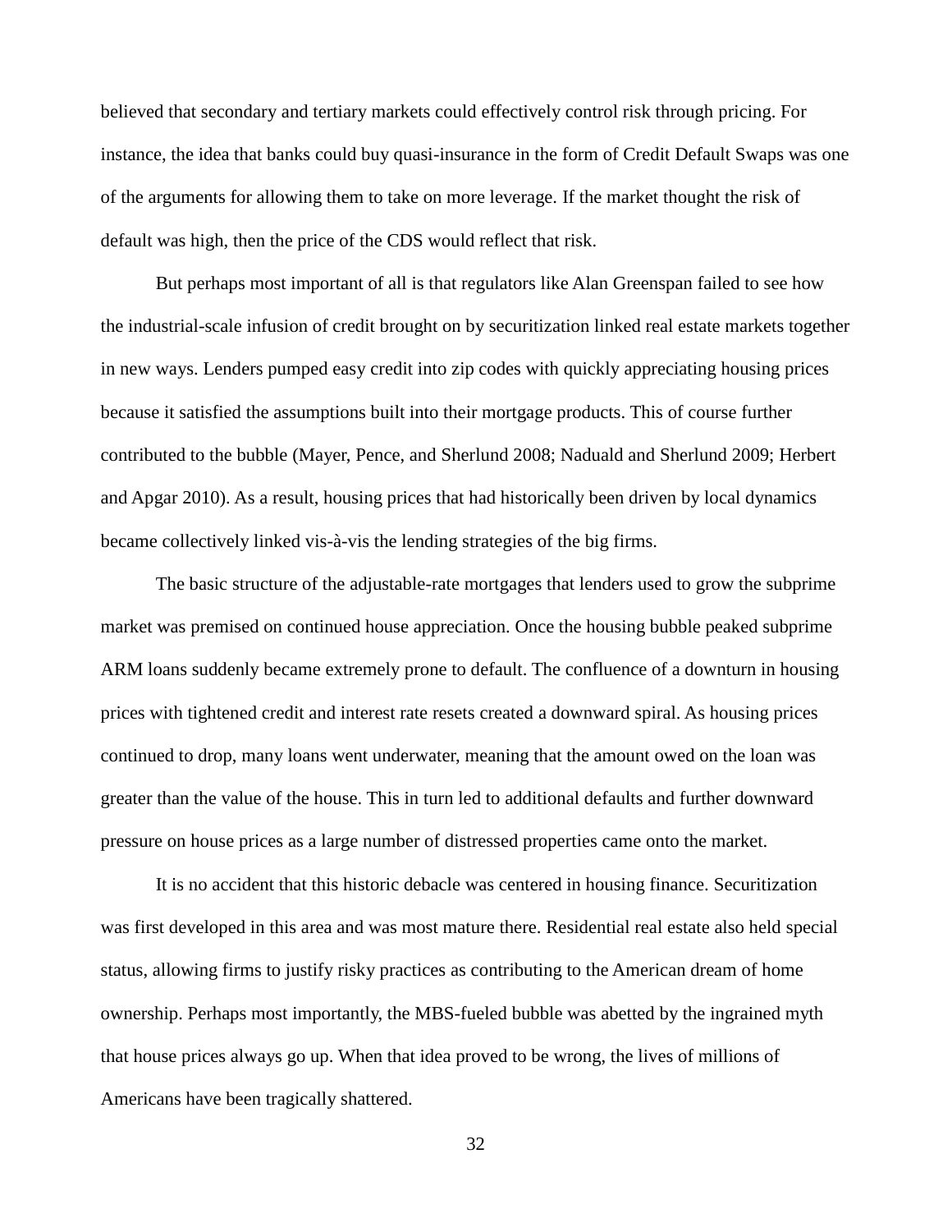believed that secondary and tertiary markets could effectively control risk through pricing. For instance, the idea that banks could buy quasi-insurance in the form of Credit Default Swaps was one of the arguments for allowing them to take on more leverage. If the market thought the risk of default was high, then the price of the CDS would reflect that risk.

But perhaps most important of all is that regulators like Alan Greenspan failed to see how the industrial-scale infusion of credit brought on by securitization linked real estate markets together in new ways. Lenders pumped easy credit into zip codes with quickly appreciating housing prices because it satisfied the assumptions built into their mortgage products. This of course further contributed to the bubble (Mayer, Pence, and Sherlund 2008; Nadauld and Sherlund 2009; Herbert and Apgar 2010). As a result, housing prices that had historically been driven by local dynamics became collectively linked vis-à-vis the lending strategies of the big firms.

The basic structure of the adjustable-rate mortgages that lenders used to grow the subprime market was premised on continued house appreciation. Once the housing bubble peaked subprime ARM loans suddenly became extremely prone to default. The confluence of a downturn in housing prices with tightened credit and interest rate resets created a downward spiral. As housing prices continued to drop, many loans went underwater, meaning that the amount owed on the loan was greater than the value of the house. This in turn led to additional defaults and further downward pressure on house prices as a large number of distressed properties came onto the market.

It is no accident that this historic debacle was centered in housing finance. Securitization was first developed in this area and was most mature there. Residential real estate also held special status, allowing firms to justify risky practices as contributing to the American dream of home ownership. Perhaps most importantly, the MBS-fueled bubble was abetted by the ingrained myth that house prices always go up. When that idea proved to be wrong, the lives of millions of Americans have been tragically shattered.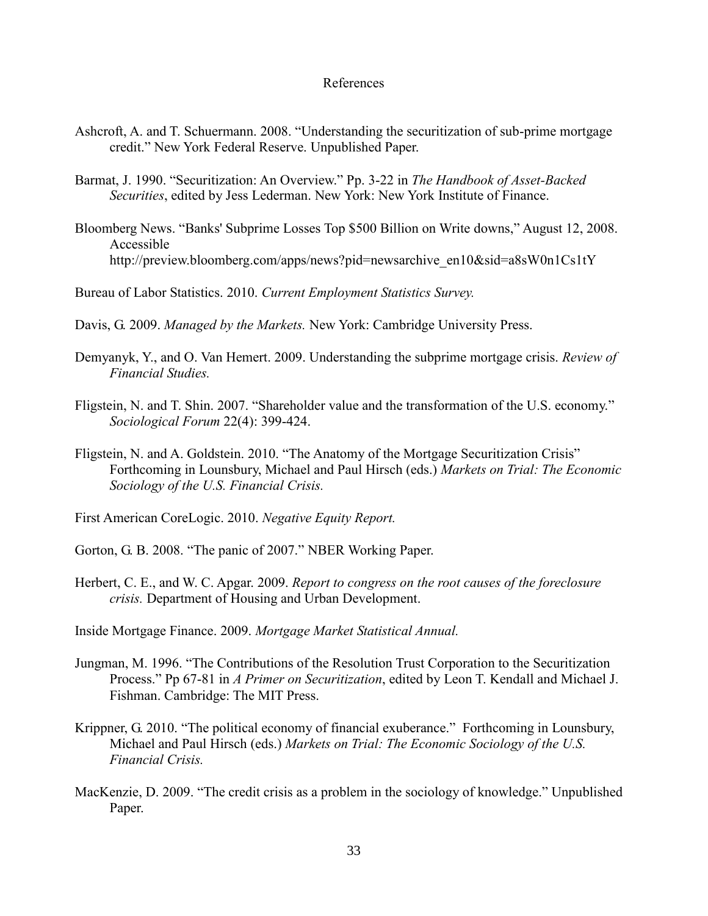# References

Ashcroft, A. and T. Schuermann. 2008. "Understanding the securitization of sub-prime mortgage credit." New York Federal Reserve. Unpublished Paper.

Barmat, J. 1990. "Securitization: An Overview." Pp. 3-22 in *The Handbook of Asset-Backed Securities*, edited by Jess Lederman. New York: New York Institute of Finance.

Bloomberg News. "Banks' Subprime Losses Top $500 Billion on Write downs," August 12, 2008. Accessible http://preview.bloomberg.com/apps/news?pid=newsarchive_en10&sid=a8sW0n1Cs1tY

Bureau of Labor Statistics. 2010. *Current Employment Statistics Survey.*

Davis, G. 2009. *Managed by the Markets.* New York: Cambridge University Press.

Demyanyk, Y., and O. Van Hemert. 2009. Understanding the subprime mortgage crisis. *Review of Financial Studies.*

Fligstein, N. and T. Shin. 2007. "Shareholder value and the transformation of the U.S. economy." *Sociological Forum* 22(4): 399-424.

Fligstein, N. and A. Goldstein. 2010. "The Anatomy of the Mortgage Securitization Crisis" Forthcoming in Lounsbury, Michael and Paul Hirsch (eds.) *Markets on Trial: The Economic Sociology of the U.S. Financial Crisis.*

First American CoreLogic. 2010. *Negative Equity Report.*

Gorton, G. B. 2008. "The panic of 2007." NBER Working Paper.

Herbert, C. E., and W. C. Apgar. 2009. *Report to congress on the root causes of the foreclosure crisis.* Department of Housing and Urban Development.

Inside Mortgage Finance. 2009. *Mortgage Market Statistical Annual.*

Jungman, M. 1996. "The Contributions of the Resolution Trust Corporation to the Securitization Process." Pp 67-81 in *A Primer on Securitization*, edited by Leon T. Kendall and Michael J. Fishman. Cambridge: The MIT Press.

Krippner, G. 2010. "The political economy of financial exuberance." Forthcoming in Lounsbury, Michael and Paul Hirsch (eds.) *Markets on Trial: The Economic Sociology of the U.S. Financial Crisis.*

MacKenzie, D. 2009. "The credit crisis as a problem in the sociology of knowledge." Unpublished Paper.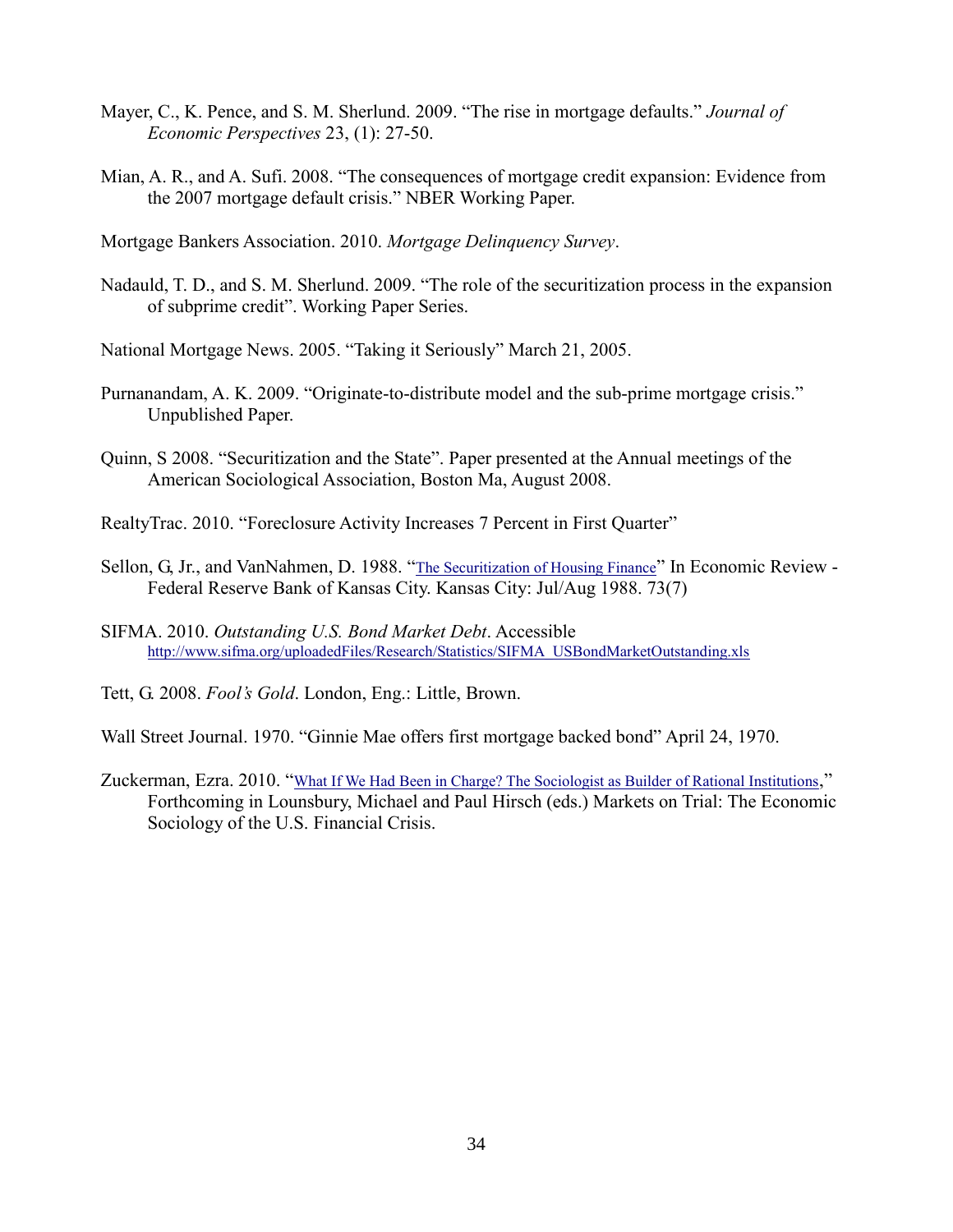Mayer, C., K. Pence, and S. M. Sherlund. 2009. "The rise in mortgage defaults." *Journal of Economic Perspectives* 23, (1): 27-50.

Mian, A. R., and A. Sufi. 2008. "The consequences of mortgage credit expansion: Evidence from the 2007 mortgage default crisis." NBER Working Paper.

Mortgage Bankers Association. 2010. *Mortgage Delinquency Survey*.

Nadauld, T. D., and S. M. Sherlund. 2009. "The role of the securitization process in the expansion of subprime credit". Working Paper Series.

National Mortgage News. 2005. "Taking it Seriously" March 21, 2005.

Purnanandam, A. K. 2009. "Originate-to-distribute model and the sub-prime mortgage crisis." Unpublished Paper.

Quinn, S 2008. "Securitization and the State". Paper presented at the Annual meetings of the American Sociological Association, Boston Ma, August 2008.

RealtyTrac. 2010. "Foreclosure Activity Increases 7 Percent in First Quarter"

Sellon, G, Jr., and VanNahmen, D. 1988. "The Securitization of Housing Finance" In Economic Review - Federal Reserve Bank of Kansas City. Kansas City: Jul/Aug 1988. 73(7)

SIFMA. 2010. *Outstanding U.S. Bond Market Debt*. Accessible http://www.sifma.org/uploadedFiles/Research/Statistics/SIFMA_USBondMarketOutstanding.xls

Tett, G. 2008. *Fool's Gold*. London, Eng.: Little, Brown.

Wall Street Journal. 1970. "Ginnie Mae offers first mortgage backed bond" April 24, 1970.

Zuckerman, Ezra. 2010. "What If We Had Been in Charge? The Sociologist as Builder of Rational Institutions," Forthcoming in Lounsbury, Michael and Paul Hirsch (eds.) Markets on Trial: The Economic Sociology of the U.S. Financial Crisis.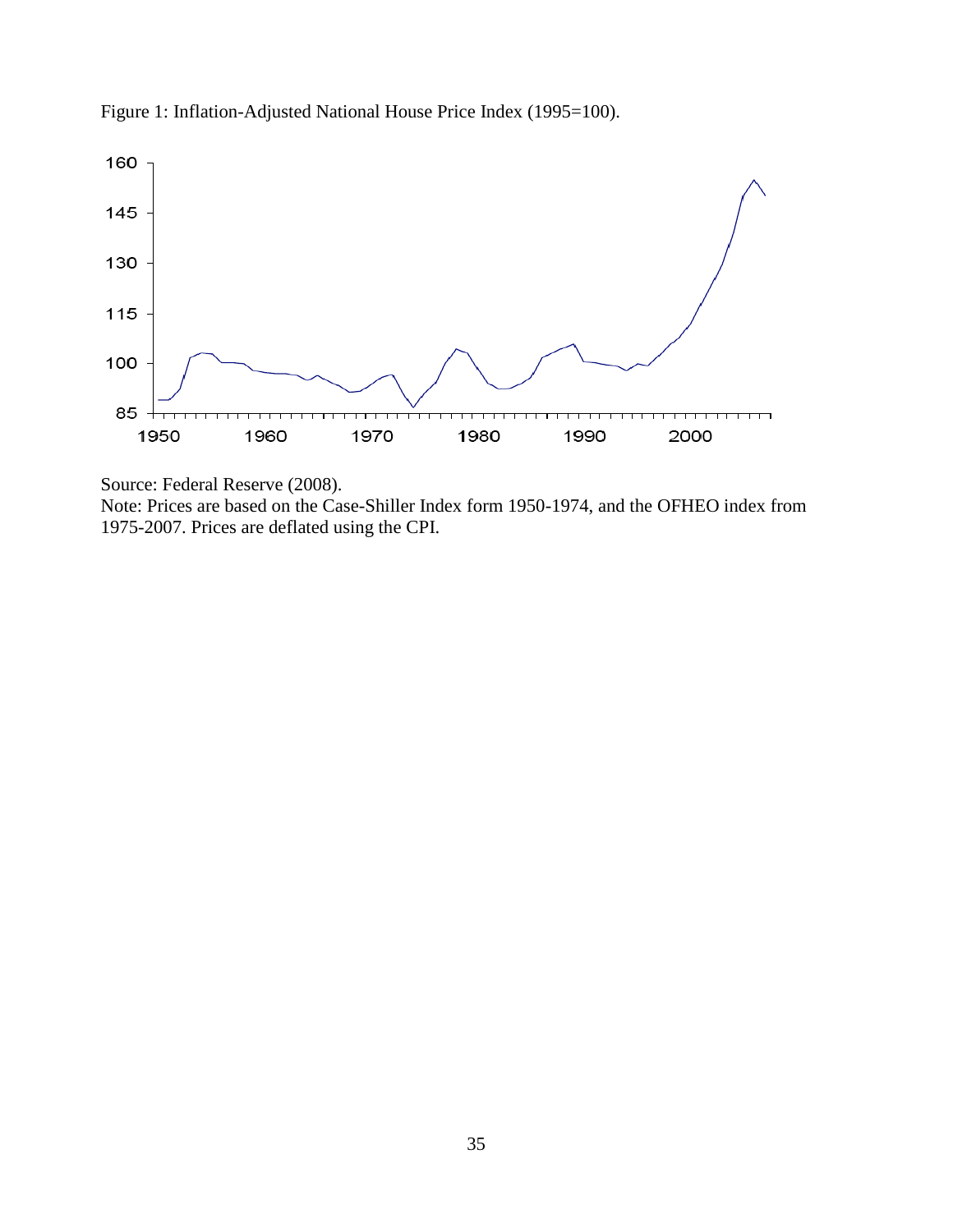Figure 1: Inflation-Adjusted National House Price Index (1995=100).

Source: Federal Reserve (2008).

Note: Prices are based on the Case-Shiller Index form 1950-1974, and the OFHEO index from 1975-2007. Prices are deflated using the CPI.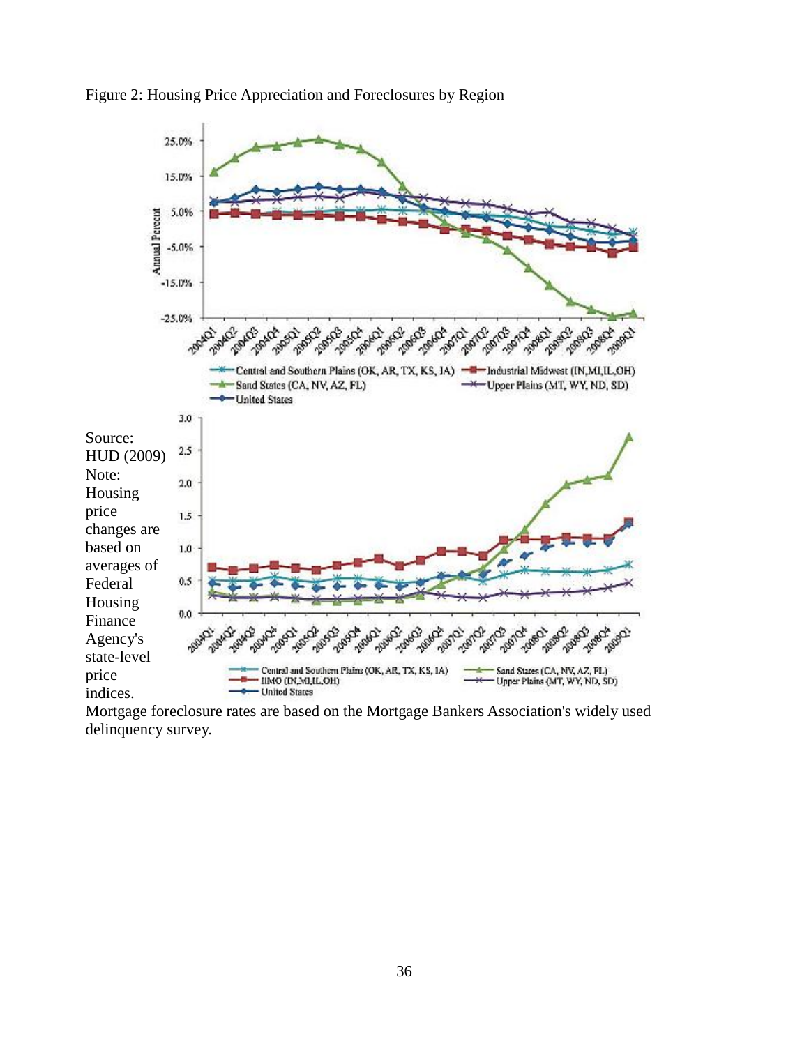Figure 2: Housing Price Appreciation and Foreclosures by Region

Source: HUD (2009)

Note: Housing price changes are based on averages of Federal Housing Finance Agency's state-level price indices.

Mortgage foreclosure rates are based on the Mortgage Bankers Association's widely used delinquency survey.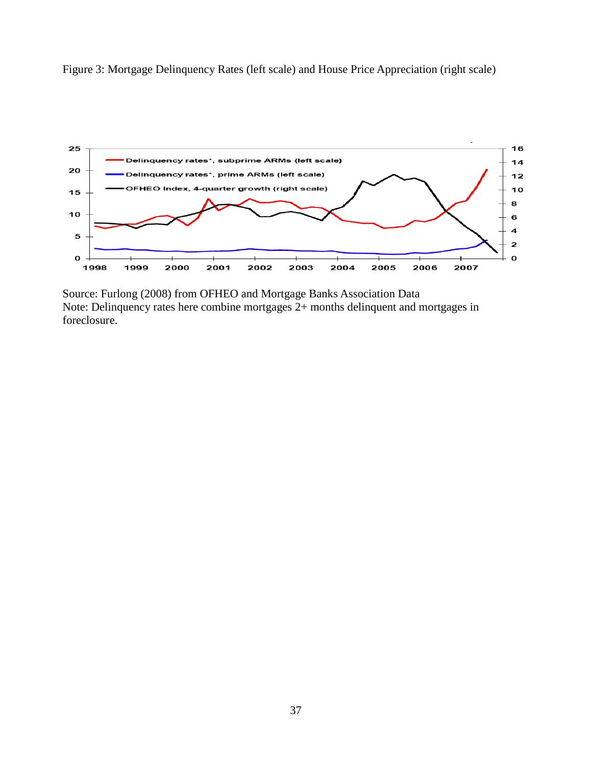Figure 3: Mortgage Delinquency Rates (left scale) and House Price Appreciation (right scale)

Source: Furlong (2008) from OFHEO and Mortgage Banks Association Data
Note: Delinquency rates here combine mortgages 2+ months delinquent and mortgages in foreclosure.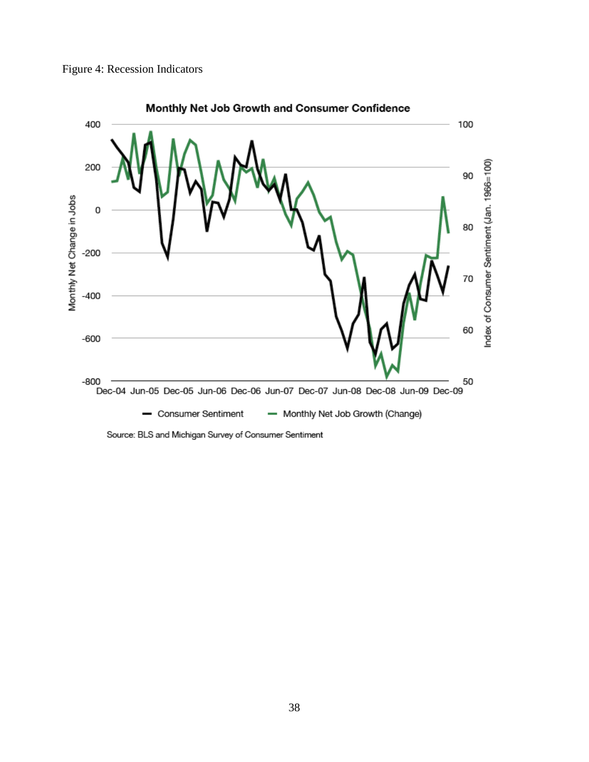Figure 4: Recession Indicators

**Monthly Net Job Growth and Consumer Confidence**

Source: BLS and Michigan Survey of Consumer Sentiment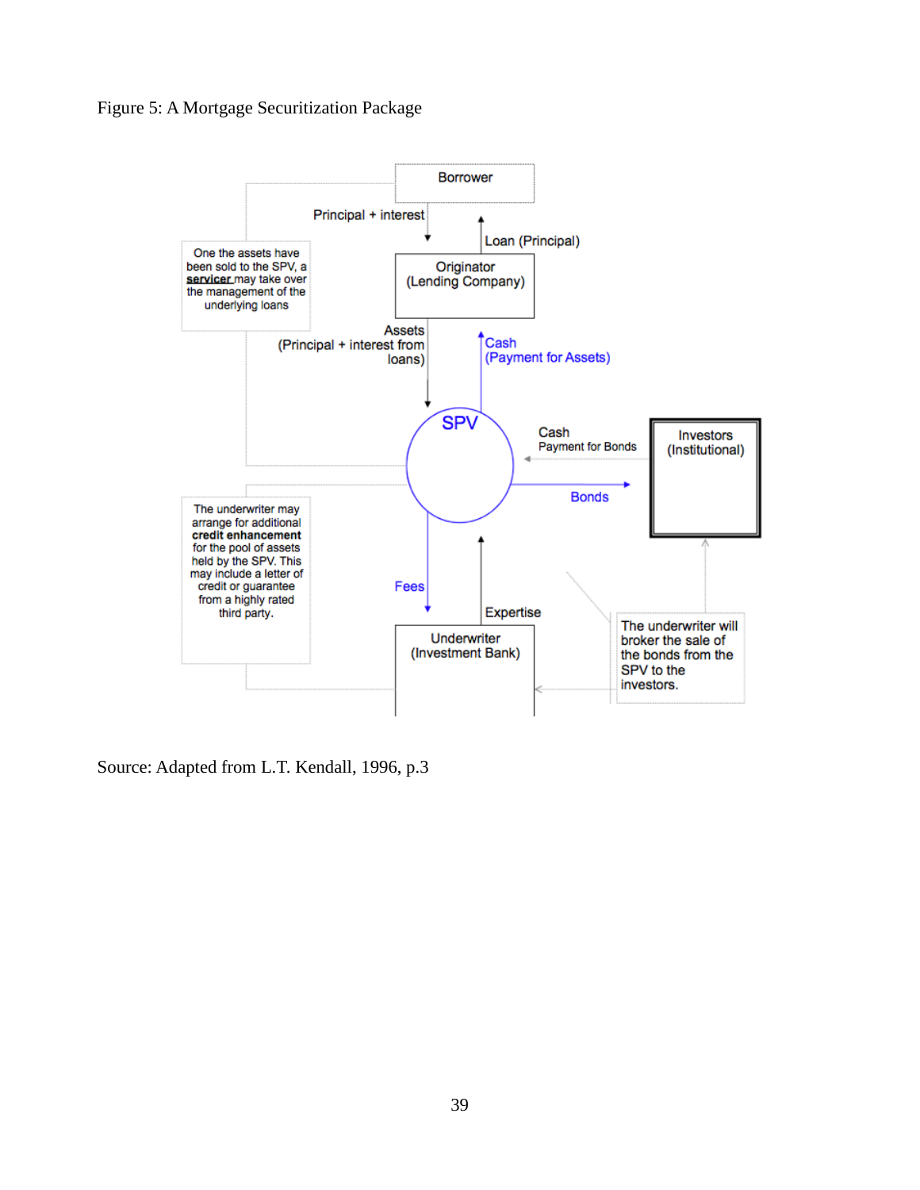Figure 5: A Mortgage Securitization Package

Borrower

Principal + interest

Loan (Principal)

One the assets have been sold to the SPV, a **servicer** may take over the management of the underlying loans

Originator (Lending Company)

Assets (Principal + interest from loans)

Cash (Payment for Assets)

SPV

Cash Payment for Bonds

Investors (Institutional)

Bonds

The underwriter may arrange for additional **credit enhancement** for the pool of assets held by the SPV. This may include a letter of credit or guarantee from a highly rated third party.

Fees

Expertise

Underwriter (Investment Bank)

The underwriter will broker the sale of the bonds from the SPV to the investors.

Source: Adapted from L.T. Kendall, 1996, p.3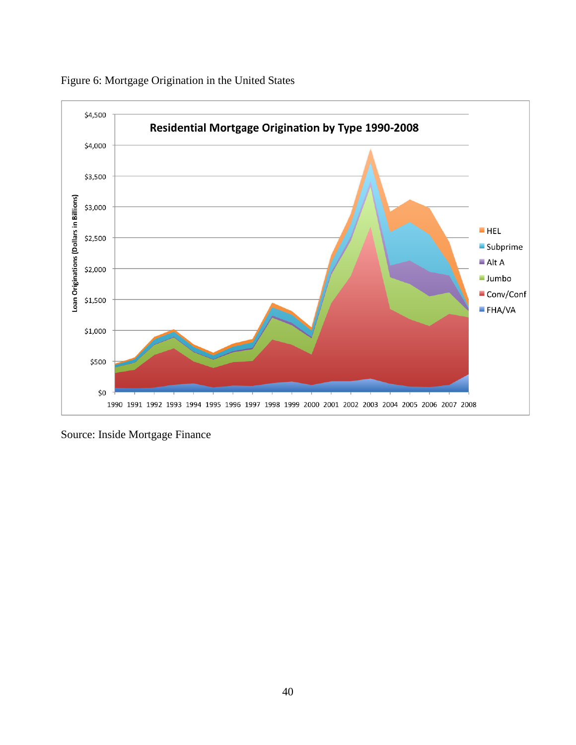Figure 6: Mortgage Origination in the United States

Source: Inside Mortgage Finance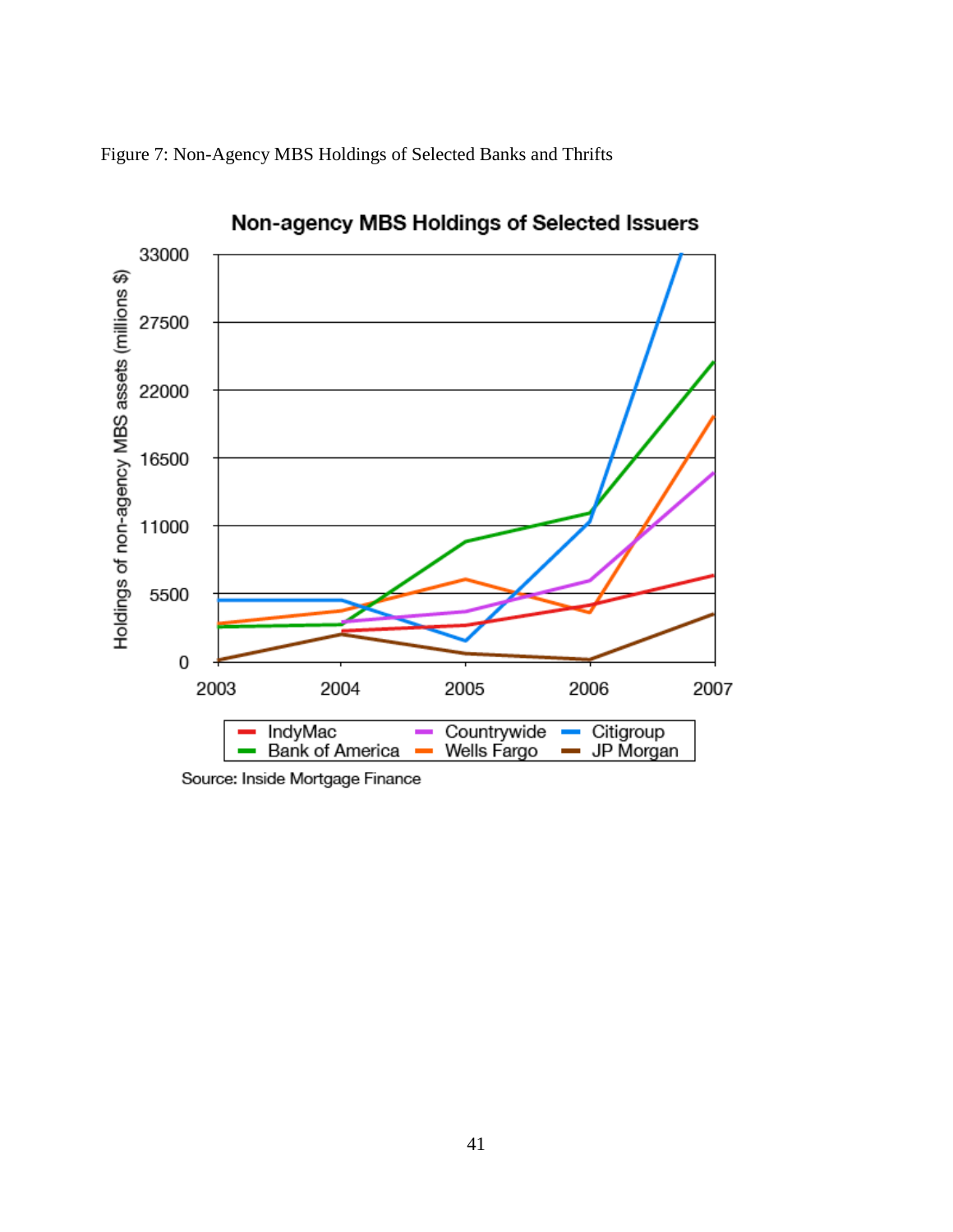Figure 7: Non-Agency MBS Holdings of Selected Banks and Thrifts

**Non-agency MBS Holdings of Selected Issuers**

Holdings of non-agency MBS assets (millions $)

33000
27500
22000
16500
11000
5500
0

2003 2004 2005 2006 2007

IndyMac Countrywide Citigroup
Bank of America Wells Fargo JP Morgan

Source: Inside Mortgage Finance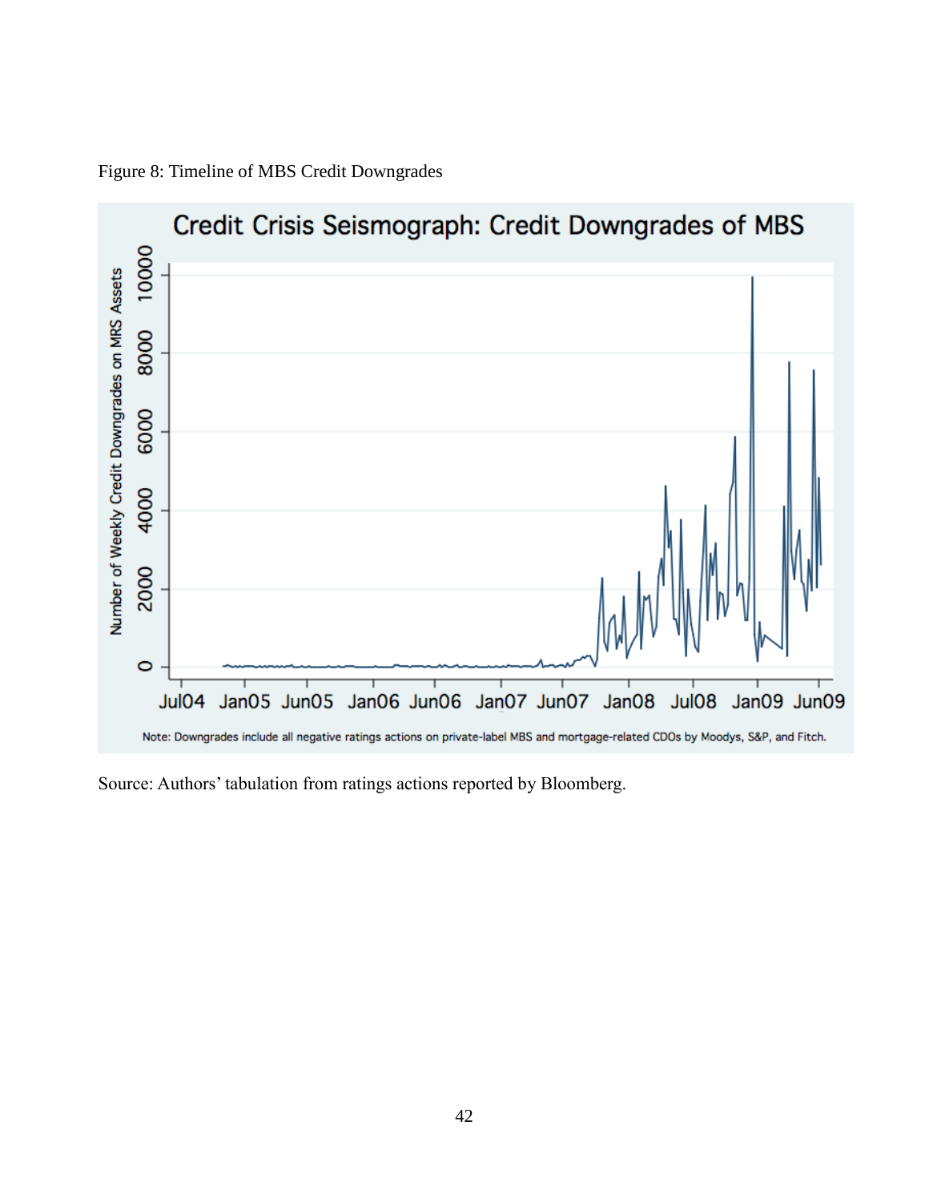Figure 8: Timeline of MBS Credit Downgrades

Source: Authors' tabulation from ratings actions reported by Bloomberg.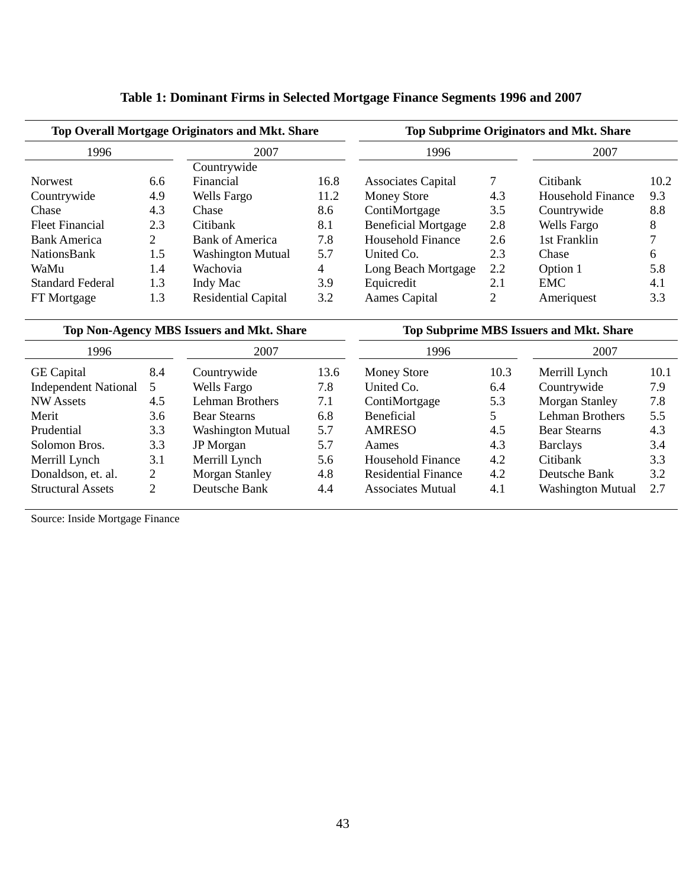**Table 1: Dominant Firms in Selected Mortgage Finance Segments 1996 and 2007**

| Top Overall Mortgage Originators and Mkt. Share | | | | Top Subprime Originators and Mkt. Share | | | |
|---|---|---|---|---|---|---|---|
| 1996 | | 2007 | | 1996 | | 2007 | |
| Norwest | 6.6 | Countrywide Financial | 16.8 | Associates Capital | 7 | Citibank | 10.2 |
| Countrywide | 4.9 | Wells Fargo | 11.2 | Money Store | 4.3 | Household Finance | 9.3 |
| Chase | 4.3 | Chase | 8.6 | ContiMortgage | 3.5 | Countrywide | 8.8 |
| Fleet Financial | 2.3 | Citibank | 8.1 | Beneficial Mortgage | 2.8 | Wells Fargo | 8 |
| Bank America | 2 | Bank of America | 7.8 | Household Finance | 2.6 | 1st Franklin | 7 |
| NationsBank | 1.5 | Washington Mutual | 5.7 | United Co. | 2.3 | Chase | 6 |
| WaMu | 1.4 | Wachovia | 4 | Long Beach Mortgage | 2.2 | Option 1 | 5.8 |
| Standard Federal | 1.3 | Indy Mac | 3.9 | Equicredit | 2.1 | EMC | 4.1 |
| FT Mortgage | 1.3 | Residential Capital | 3.2 | Aames Capital | 2 | Ameriquest | 3.3 |

| Top Non-Agency MBS Issuers and Mkt. Share | | | | Top Subprime MBS Issuers and Mkt. Share | | | |
|---|---|---|---|---|---|---|---|
| 1996 | | 2007 | | 1996 | | 2007 | |
| GE Capital | 8.4 | Countrywide | 13.6 | Money Store | 10.3 | Merrill Lynch | 10.1 |
| Independent National | 5 | Wells Fargo | 7.8 | United Co. | 6.4 | Countrywide | 7.9 |
| NW Assets | 4.5 | Lehman Brothers | 7.1 | ContiMortgage | 5.3 | Morgan Stanley | 7.8 |
| Merit | 3.6 | Bear Stearns | 6.8 | Beneficial | 5 | Lehman Brothers | 5.5 |
| Prudential | 3.3 | Washington Mutual | 5.7 | AMRESO | 4.5 | Bear Stearns | 4.3 |
| Solomon Bros. | 3.3 | JP Morgan | 5.7 | Aames | 4.3 | Barclays | 3.4 |
| Merrill Lynch | 3.1 | Merrill Lynch | 5.6 | Household Finance | 4.2 | Citibank | 3.3 |
| Donaldson, et. al. | 2 | Morgan Stanley | 4.8 | Residential Finance | 4.2 | Deutsche Bank | 3.2 |
| Structural Assets | 2 | Deutsche Bank | 4.4 | Associates Mutual | 4.1 | Washington Mutual | 2.7 |

Source: Inside Mortgage Finance